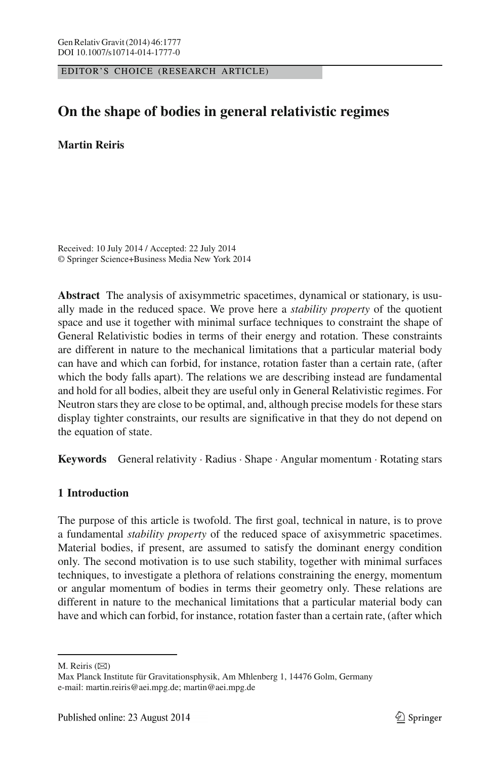EDITOR'S CHOICE (RESEARCH ARTICLE)

# On the shape of bodies in general relativistic regimes

**Martin Reiris**

Received: 10 July 2014 / Accepted: 22 July 2014
© Springer Science+Business Media New York 2014

**Abstract** The analysis of axisymmetric spacetimes, dynamical or stationary, is usually made in the reduced space. We prove here a *stability property* of the quotient space and use it together with minimal surface techniques to constraint the shape of General Relativistic bodies in terms of their energy and rotation. These constraints are different in nature to the mechanical limitations that a particular material body can have and which can forbid, for instance, rotation faster than a certain rate, (after which the body falls apart). The relations we are describing instead are fundamental and hold for all bodies, albeit they are useful only in General Relativistic regimes. For Neutron stars they are close to be optimal, and, although precise models for these stars display tighter constraints, our results are significative in that they do not depend on the equation of state.

**Keywords** General relativity · Radius · Shape · Angular momentum · Rotating stars

## 1 Introduction

The purpose of this article is twofold. The first goal, technical in nature, is to prove a fundamental *stability property* of the reduced space of axisymmetric spacetimes. Material bodies, if present, are assumed to satisfy the dominant energy condition only. The second motivation is to use such stability, together with minimal surfaces techniques, to investigate a plethora of relations constraining the energy, momentum or angular momentum of bodies in terms their geometry only. These relations are different in nature to the mechanical limitations that a particular material body can have and which can forbid, for instance, rotation faster than a certain rate, (after which

---

M. Reiris (✉)
Max Planck Institute für Gravitationsphysik, Am Mhlenberg 1, 14476 Golm, Germany
e-mail: martin.reiris@aei.mpg.de; martin@aei.mpg.de

Published online: 23 August 2014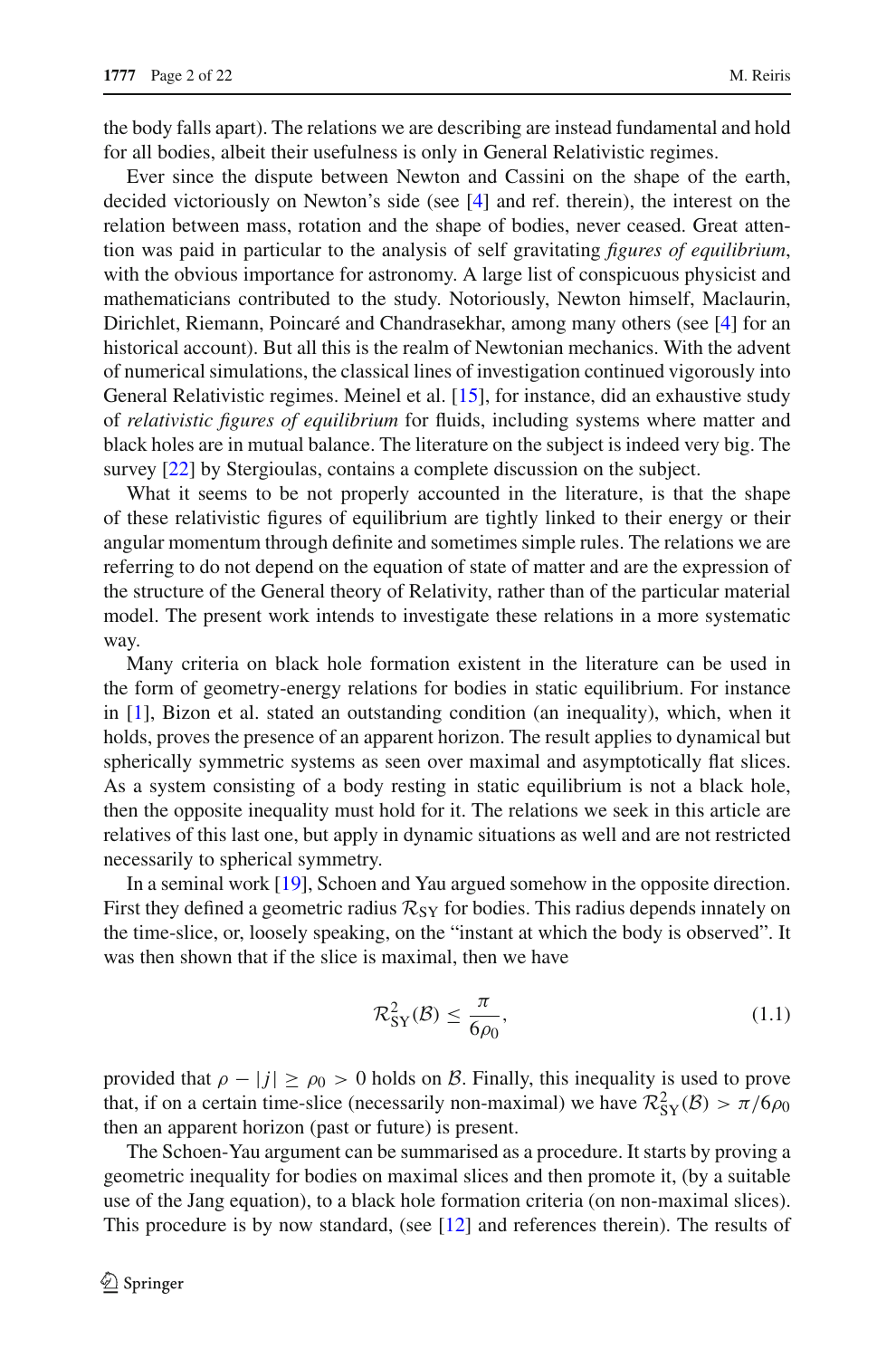the body falls apart). The relations we are describing are instead fundamental and hold for all bodies, albeit their usefulness is only in General Relativistic regimes.

Ever since the dispute between Newton and Cassini on the shape of the earth, decided victoriously on Newton's side (see [4] and ref. therein), the interest on the relation between mass, rotation and the shape of bodies, never ceased. Great attention was paid in particular to the analysis of self gravitating *figures of equilibrium*, with the obvious importance for astronomy. A large list of conspicuous physicist and mathematicians contributed to the study. Notoriously, Newton himself, Maclaurin, Dirichlet, Riemann, Poincaré and Chandrasekhar, among many others (see [4] for an historical account). But all this is the realm of Newtonian mechanics. With the advent of numerical simulations, the classical lines of investigation continued vigorously into General Relativistic regimes. Meinel et al. [15], for instance, did an exhaustive study of *relativistic figures of equilibrium* for fluids, including systems where matter and black holes are in mutual balance. The literature on the subject is indeed very big. The survey [22] by Stergioulas, contains a complete discussion on the subject.

What it seems to be not properly accounted in the literature, is that the shape of these relativistic figures of equilibrium are tightly linked to their energy or their angular momentum through definite and sometimes simple rules. The relations we are referring to do not depend on the equation of state of matter and are the expression of the structure of the General theory of Relativity, rather than of the particular material model. The present work intends to investigate these relations in a more systematic way.

Many criteria on black hole formation existent in the literature can be used in the form of geometry-energy relations for bodies in static equilibrium. For instance in [1], Bizon et al. stated an outstanding condition (an inequality), which, when it holds, proves the presence of an apparent horizon. The result applies to dynamical but spherically symmetric systems as seen over maximal and asymptotically flat slices. As a system consisting of a body resting in static equilibrium is not a black hole, then the opposite inequality must hold for it. The relations we seek in this article are relatives of this last one, but apply in dynamic situations as well and are not restricted necessarily to spherical symmetry.

In a seminal work [19], Schoen and Yau argued somehow in the opposite direction. First they defined a geometric radius $\mathcal{R}_{\rm SY}$ for bodies. This radius depends innately on the time-slice, or, loosely speaking, on the "instant at which the body is observed". It was then shown that if the slice is maximal, then we have

$$\mathcal{R}^2_{\rm SY}(\mathcal{B}) \leq \frac{\pi}{6\rho_0}, \tag{1.1}$$

provided that $\rho - |j| \geq \rho_0 > 0$ holds on $\mathcal{B}$. Finally, this inequality is used to prove that, if on a certain time-slice (necessarily non-maximal) we have $\mathcal{R}^2_{\rm SY}(\mathcal{B}) > \pi/6\rho_0$ then an apparent horizon (past or future) is present.

The Schoen-Yau argument can be summarised as a procedure. It starts by proving a geometric inequality for bodies on maximal slices and then promote it, (by a suitable use of the Jang equation), to a black hole formation criteria (on non-maximal slices). This procedure is by now standard, (see [12] and references therein). The results of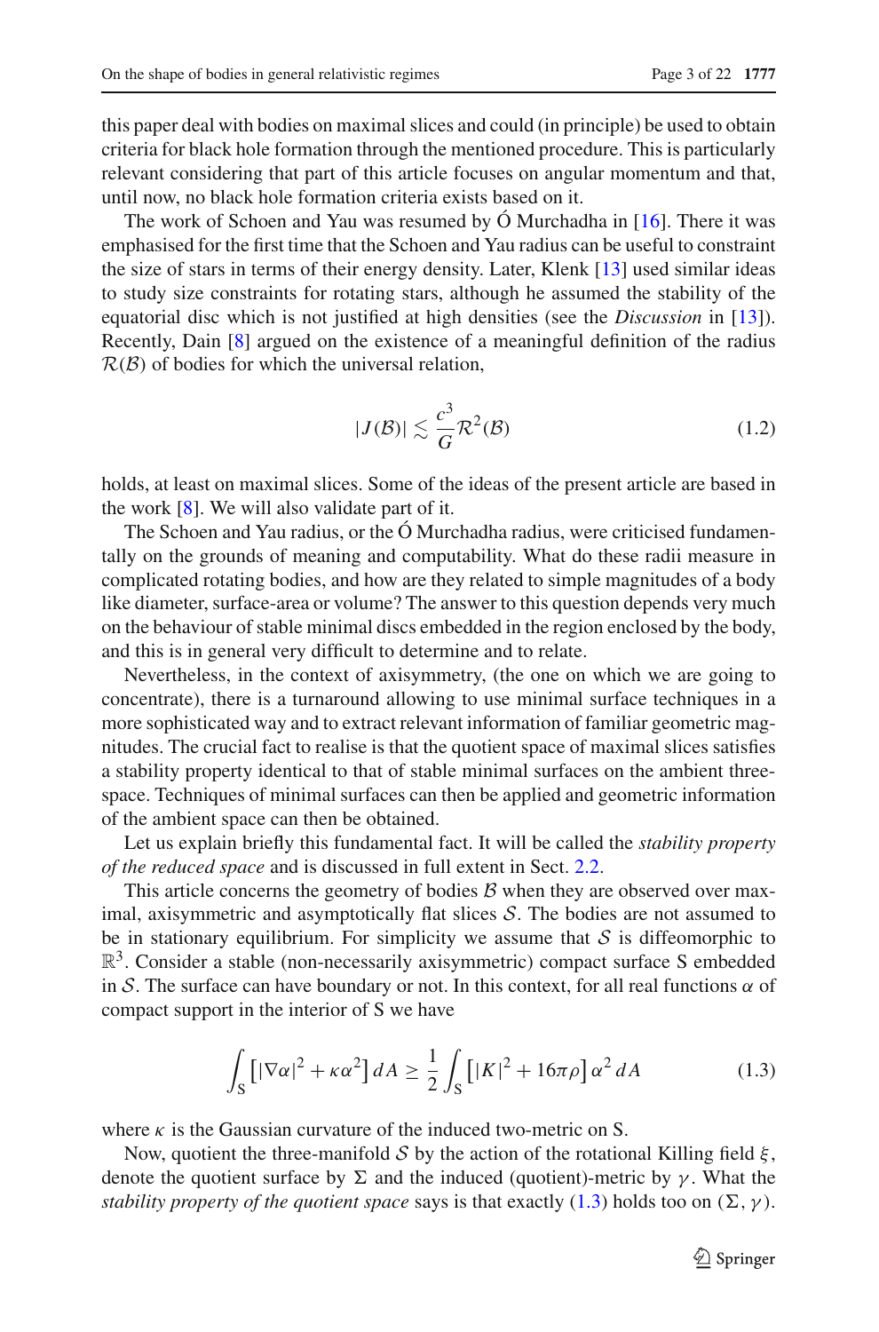this paper deal with bodies on maximal slices and could (in principle) be used to obtain criteria for black hole formation through the mentioned procedure. This is particularly relevant considering that part of this article focuses on angular momentum and that, until now, no black hole formation criteria exists based on it.

The work of Schoen and Yau was resumed by Ó Murchadha in [16]. There it was emphasised for the first time that the Schoen and Yau radius can be useful to constraint the size of stars in terms of their energy density. Later, Klenk [13] used similar ideas to study size constraints for rotating stars, although he assumed the stability of the equatorial disc which is not justified at high densities (see the *Discussion* in [13]). Recently, Dain [8] argued on the existence of a meaningful definition of the radius $\mathcal{R}(\mathcal{B})$ of bodies for which the universal relation,

$$|J(\mathcal{B})| \lesssim \frac{c^3}{G}\mathcal{R}^2(\mathcal{B}) \tag{1.2}$$

holds, at least on maximal slices. Some of the ideas of the present article are based in the work [8]. We will also validate part of it.

The Schoen and Yau radius, or the Ó Murchadha radius, were criticised fundamentally on the grounds of meaning and computability. What do these radii measure in complicated rotating bodies, and how are they related to simple magnitudes of a body like diameter, surface-area or volume? The answer to this question depends very much on the behaviour of stable minimal discs embedded in the region enclosed by the body, and this is in general very difficult to determine and to relate.

Nevertheless, in the context of axisymmetry, (the one on which we are going to concentrate), there is a turnaround allowing to use minimal surface techniques in a more sophisticated way and to extract relevant information of familiar geometric magnitudes. The crucial fact to realise is that the quotient space of maximal slices satisfies a stability property identical to that of stable minimal surfaces on the ambient three-space. Techniques of minimal surfaces can then be applied and geometric information of the ambient space can then be obtained.

Let us explain briefly this fundamental fact. It will be called the *stability property of the reduced space* and is discussed in full extent in Sect. 2.2.

This article concerns the geometry of bodies $\mathcal{B}$ when they are observed over maximal, axisymmetric and asymptotically flat slices $\mathcal{S}$. The bodies are not assumed to be in stationary equilibrium. For simplicity we assume that $\mathcal{S}$ is diffeomorphic to $\mathbb{R}^3$. Consider a stable (non-necessarily axisymmetric) compact surface S embedded in $\mathcal{S}$. The surface can have boundary or not. In this context, for all real functions $\alpha$ of compact support in the interior of S we have

$$\int_{\mathrm{S}} \left[|\nabla\alpha|^2 + \kappa\alpha^2\right] dA \geq \frac{1}{2}\int_{\mathrm{S}} \left[|K|^2 + 16\pi\rho\right]\alpha^2\, dA \tag{1.3}$$

where $\kappa$ is the Gaussian curvature of the induced two-metric on S.

Now, quotient the three-manifold $\mathcal{S}$ by the action of the rotational Killing field $\xi$, denote the quotient surface by $\Sigma$ and the induced (quotient)-metric by $\gamma$. What the *stability property of the quotient space* says is that exactly (1.3) holds too on $(\Sigma, \gamma)$.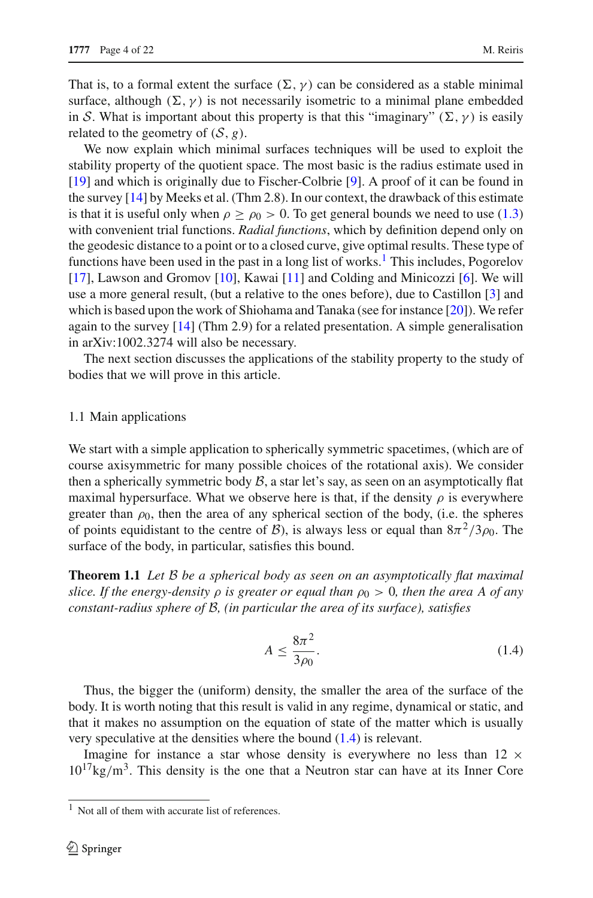That is, to a formal extent the surface $(\Sigma, \gamma)$ can be considered as a stable minimal surface, although $(\Sigma, \gamma)$ is not necessarily isometric to a minimal plane embedded in $\mathcal{S}$. What is important about this property is that this "imaginary" $(\Sigma, \gamma)$ is easily related to the geometry of $(\mathcal{S}, g)$.

We now explain which minimal surfaces techniques will be used to exploit the stability property of the quotient space. The most basic is the radius estimate used in [19] and which is originally due to Fischer-Colbrie [9]. A proof of it can be found in the survey [14] by Meeks et al. (Thm 2.8). In our context, the drawback of this estimate is that it is useful only when $\rho \geq \rho_0 > 0$. To get general bounds we need to use (1.3) with convenient trial functions. *Radial functions*, which by definition depend only on the geodesic distance to a point or to a closed curve, give optimal results. These type of functions have been used in the past in a long list of works.[1] This includes, Pogorelov [17], Lawson and Gromov [10], Kawai [11] and Colding and Minicozzi [6]. We will use a more general result, (but a relative to the ones before), due to Castillon [3] and which is based upon the work of Shiohama and Tanaka (see for instance [20]). We refer again to the survey [14] (Thm 2.9) for a related presentation. A simple generalisation in arXiv:1002.3274 will also be necessary.

The next section discusses the applications of the stability property to the study of bodies that we will prove in this article.

### 1.1 Main applications

We start with a simple application to spherically symmetric spacetimes, (which are of course axisymmetric for many possible choices of the rotational axis). We consider then a spherically symmetric body $\mathcal{B}$, a star let's say, as seen on an asymptotically flat maximal hypersurface. What we observe here is that, if the density $\rho$ is everywhere greater than $\rho_0$, then the area of any spherical section of the body, (i.e. the spheres of points equidistant to the centre of $\mathcal{B}$), is always less or equal than $8\pi^2/3\rho_0$. The surface of the body, in particular, satisfies this bound.

**Theorem 1.1** *Let $\mathcal{B}$ be a spherical body as seen on an asymptotically flat maximal slice. If the energy-density $\rho$ is greater or equal than $\rho_0 > 0$, then the area $A$ of any constant-radius sphere of $\mathcal{B}$, (in particular the area of its surface), satisfies*

$$A \leq \frac{8\pi^2}{3\rho_0}. \tag{1.4}$$

Thus, the bigger the (uniform) density, the smaller the area of the surface of the body. It is worth noting that this result is valid in any regime, dynamical or static, and that it makes no assumption on the equation of state of the matter which is usually very speculative at the densities where the bound (1.4) is relevant.

Imagine for instance a star whose density is everywhere no less than $12 \times 10^{17}\text{kg/m}^3$. This density is the one that a Neutron star can have at its Inner Core

---

[1] Not all of them with accurate list of references.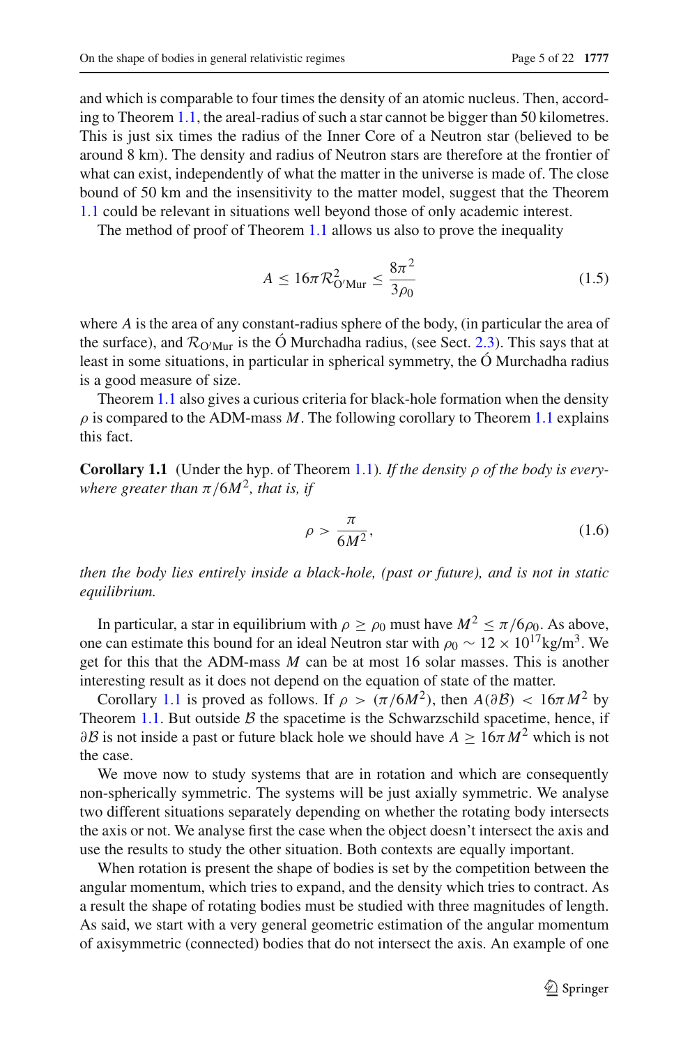and which is comparable to four times the density of an atomic nucleus. Then, according to Theorem 1.1, the areal-radius of such a star cannot be bigger than 50 kilometres. This is just six times the radius of the Inner Core of a Neutron star (believed to be around 8 km). The density and radius of Neutron stars are therefore at the frontier of what can exist, independently of what the matter in the universe is made of. The close bound of 50 km and the insensitivity to the matter model, suggest that the Theorem 1.1 could be relevant in situations well beyond those of only academic interest.

The method of proof of Theorem 1.1 allows us also to prove the inequality

$$A \leq 16\pi \mathcal{R}^2_{\mathrm{O'Mur}} \leq \frac{8\pi^2}{3\rho_0} \tag{1.5}$$

where $A$ is the area of any constant-radius sphere of the body, (in particular the area of the surface), and $\mathcal{R}_{\mathrm{O'Mur}}$ is the Ó Murchadha radius, (see Sect. 2.3). This says that at least in some situations, in particular in spherical symmetry, the Ó Murchadha radius is a good measure of size.

Theorem 1.1 also gives a curious criteria for black-hole formation when the density $\rho$ is compared to the ADM-mass $M$. The following corollary to Theorem 1.1 explains this fact.

**Corollary 1.1** (Under the hyp. of Theorem 1.1). *If the density $\rho$ of the body is everywhere greater than $\pi/6M^2$, that is, if*

$$\rho > \frac{\pi}{6M^2}, \tag{1.6}$$

*then the body lies entirely inside a black-hole, (past or future), and is not in static equilibrium.*

In particular, a star in equilibrium with $\rho \geq \rho_0$ must have $M^2 \leq \pi/6\rho_0$. As above, one can estimate this bound for an ideal Neutron star with $\rho_0 \sim 12 \times 10^{17}\mathrm{kg/m^3}$. We get for this that the ADM-mass $M$ can be at most 16 solar masses. This is another interesting result as it does not depend on the equation of state of the matter.

Corollary 1.1 is proved as follows. If $\rho > (\pi/6M^2)$, then $A(\partial\mathcal{B}) < 16\pi M^2$ by Theorem 1.1. But outside $\mathcal{B}$ the spacetime is the Schwarzschild spacetime, hence, if $\partial\mathcal{B}$ is not inside a past or future black hole we should have $A \geq 16\pi M^2$ which is not the case.

We move now to study systems that are in rotation and which are consequently non-spherically symmetric. The systems will be just axially symmetric. We analyse two different situations separately depending on whether the rotating body intersects the axis or not. We analyse first the case when the object doesn't intersect the axis and use the results to study the other situation. Both contexts are equally important.

When rotation is present the shape of bodies is set by the competition between the angular momentum, which tries to expand, and the density which tries to contract. As a result the shape of rotating bodies must be studied with three magnitudes of length. As said, we start with a very general geometric estimation of the angular momentum of axisymmetric (connected) bodies that do not intersect the axis. An example of one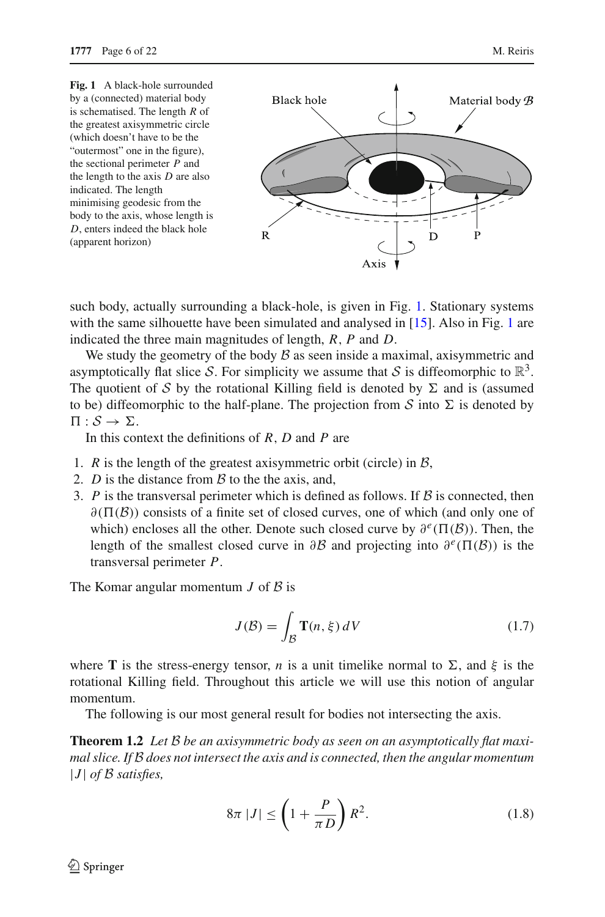**Fig. 1** A black-hole surrounded by a (connected) material body is schematised. The length $R$ of the greatest axisymmetric circle (which doesn't have to be the "outermost" one in the figure), the sectional perimeter $P$ and the length to the axis $D$ are also indicated. The length minimising geodesic from the body to the axis, whose length is $D$, enters indeed the black hole (apparent horizon)

such body, actually surrounding a black-hole, is given in Fig. 1. Stationary systems with the same silhouette have been simulated and analysed in [15]. Also in Fig. 1 are indicated the three main magnitudes of length, $R$, $P$ and $D$.

We study the geometry of the body $\mathcal{B}$ as seen inside a maximal, axisymmetric and asymptotically flat slice $\mathcal{S}$. For simplicity we assume that $\mathcal{S}$ is diffeomorphic to $\mathbb{R}^3$. The quotient of $\mathcal{S}$ by the rotational Killing field is denoted by $\Sigma$ and is (assumed to be) diffeomorphic to the half-plane. The projection from $\mathcal{S}$ into $\Sigma$ is denoted by $\Pi : \mathcal{S} \to \Sigma$.

In this context the definitions of $R$, $D$ and $P$ are

1. $R$ is the length of the greatest axisymmetric orbit (circle) in $\mathcal{B}$,
2. $D$ is the distance from $\mathcal{B}$ to the the axis, and,
3. $P$ is the transversal perimeter which is defined as follows. If $\mathcal{B}$ is connected, then $\partial(\Pi(\mathcal{B}))$ consists of a finite set of closed curves, one of which (and only one of which) encloses all the other. Denote such closed curve by $\partial^e(\Pi(\mathcal{B}))$. Then, the length of the smallest closed curve in $\partial\mathcal{B}$ and projecting into $\partial^e(\Pi(\mathcal{B}))$ is the transversal perimeter $P$.

The Komar angular momentum $J$ of $\mathcal{B}$ is

$$J(\mathcal{B}) = \int_{\mathcal{B}} \mathbf{T}(n, \xi)\, dV \tag{1.7}$$

where $\mathbf{T}$ is the stress-energy tensor, $n$ is a unit timelike normal to $\Sigma$, and $\xi$ is the rotational Killing field. Throughout this article we will use this notion of angular momentum.

The following is our most general result for bodies not intersecting the axis.

**Theorem 1.2** *Let $\mathcal{B}$ be an axisymmetric body as seen on an asymptotically flat maximal slice. If $\mathcal{B}$ does not intersect the axis and is connected, then the angular momentum $|J|$ of $\mathcal{B}$ satisfies,*

$$8\pi\, |J| \leq \left(1 + \frac{P}{\pi D}\right) R^2. \tag{1.8}$$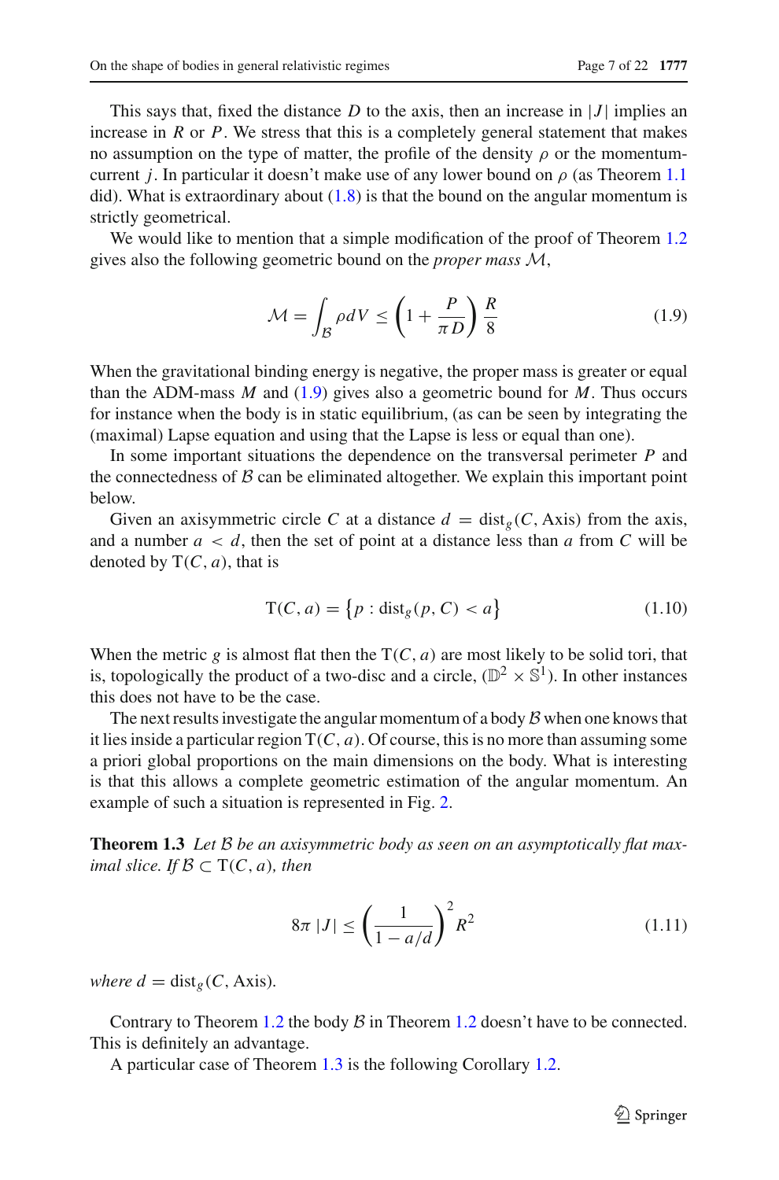This says that, fixed the distance $D$ to the axis, then an increase in $|J|$ implies an increase in $R$ or $P$. We stress that this is a completely general statement that makes no assumption on the type of matter, the profile of the density $\rho$ or the momentum-current $j$. In particular it doesn't make use of any lower bound on $\rho$ (as Theorem 1.1 did). What is extraordinary about (1.8) is that the bound on the angular momentum is strictly geometrical.

We would like to mention that a simple modification of the proof of Theorem 1.2 gives also the following geometric bound on the *proper mass* $\mathcal{M}$,

$$\mathcal{M} = \int_{\mathcal{B}} \rho dV \leq \left(1 + \frac{P}{\pi D}\right) \frac{R}{8} \tag{1.9}$$

When the gravitational binding energy is negative, the proper mass is greater or equal than the ADM-mass $M$ and (1.9) gives also a geometric bound for $M$. Thus occurs for instance when the body is in static equilibrium, (as can be seen by integrating the (maximal) Lapse equation and using that the Lapse is less or equal than one).

In some important situations the dependence on the transversal perimeter $P$ and the connectedness of $\mathcal{B}$ can be eliminated altogether. We explain this important point below.

Given an axisymmetric circle $C$ at a distance $d = \text{dist}_g(C, \text{Axis})$ from the axis, and a number $a < d$, then the set of point at a distance less than $a$ from $C$ will be denoted by $\text{T}(C, a)$, that is

$$\text{T}(C, a) = \left\{p : \text{dist}_g(p, C) < a\right\} \tag{1.10}$$

When the metric $g$ is almost flat then the $\text{T}(C, a)$ are most likely to be solid tori, that is, topologically the product of a two-disc and a circle, ($\mathbb{D}^2 \times \mathbb{S}^1$). In other instances this does not have to be the case.

The next results investigate the angular momentum of a body $\mathcal{B}$ when one knows that it lies inside a particular region $\text{T}(C, a)$. Of course, this is no more than assuming some a priori global proportions on the main dimensions on the body. What is interesting is that this allows a complete geometric estimation of the angular momentum. An example of such a situation is represented in Fig. 2.

**Theorem 1.3** *Let $\mathcal{B}$ be an axisymmetric body as seen on an asymptotically flat maximal slice. If $\mathcal{B} \subset \text{T}(C, a)$, then*

$$8\pi\, |J| \leq \left(\frac{1}{1 - a/d}\right)^2 R^2 \tag{1.11}$$

*where $d = \text{dist}_g(C, \text{Axis})$.*

Contrary to Theorem 1.2 the body $\mathcal{B}$ in Theorem 1.2 doesn't have to be connected. This is definitely an advantage.

A particular case of Theorem 1.3 is the following Corollary 1.2.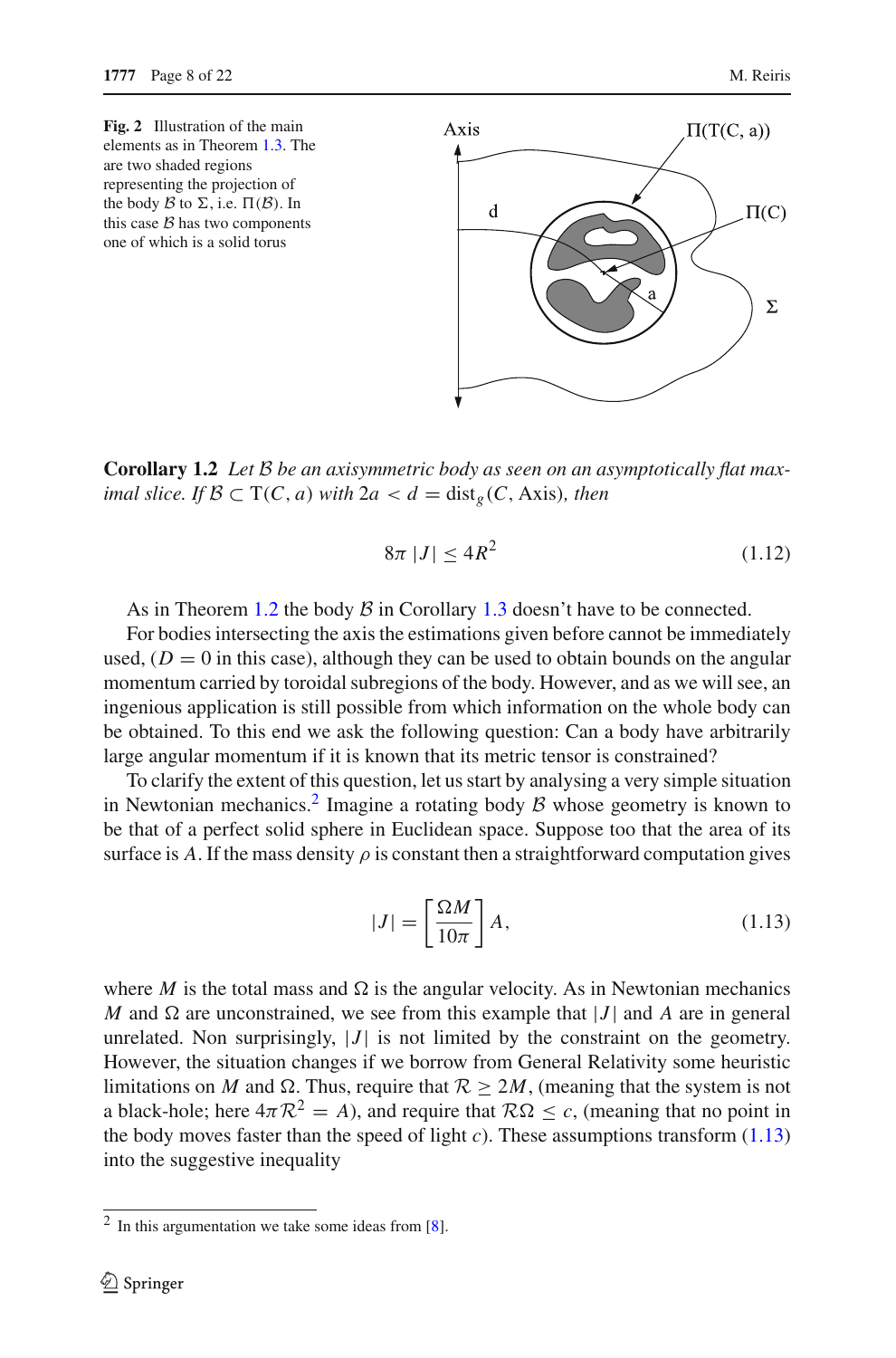**Fig. 2** Illustration of the main elements as in Theorem 1.3. The are two shaded regions representing the projection of the body $\mathcal{B}$ to $\Sigma$, i.e. $\Pi(\mathcal{B})$. In this case $\mathcal{B}$ has two components one of which is a solid torus

**Corollary 1.2** *Let $\mathcal{B}$ be an axisymmetric body as seen on an asymptotically flat maximal slice. If $\mathcal{B} \subset \mathrm{T}(C, a)$ with $2a < d = \mathrm{dist}_g(C, \mathrm{Axis})$, then*

$$8\pi\, |J| \leq 4R^2 \tag{1.12}$$

As in Theorem 1.2 the body $\mathcal{B}$ in Corollary 1.3 doesn't have to be connected.

For bodies intersecting the axis the estimations given before cannot be immediately used, ($D = 0$ in this case), although they can be used to obtain bounds on the angular momentum carried by toroidal subregions of the body. However, and as we will see, an ingenious application is still possible from which information on the whole body can be obtained. To this end we ask the following question: Can a body have arbitrarily large angular momentum if it is known that its metric tensor is constrained?

To clarify the extent of this question, let us start by analysing a very simple situation in Newtonian mechanics.[2] Imagine a rotating body $\mathcal{B}$ whose geometry is known to be that of a perfect solid sphere in Euclidean space. Suppose too that the area of its surface is $A$. If the mass density $\rho$ is constant then a straightforward computation gives

$$|J| = \left[\frac{\Omega M}{10\pi}\right] A, \tag{1.13}$$

where $M$ is the total mass and $\Omega$ is the angular velocity. As in Newtonian mechanics $M$ and $\Omega$ are unconstrained, we see from this example that $|J|$ and $A$ are in general unrelated. Non surprisingly, $|J|$ is not limited by the constraint on the geometry. However, the situation changes if we borrow from General Relativity some heuristic limitations on $M$ and $\Omega$. Thus, require that $\mathcal{R} \geq 2M$, (meaning that the system is not a black-hole; here $4\pi\mathcal{R}^2 = A$), and require that $\mathcal{R}\Omega \leq c$, (meaning that no point in the body moves faster than the speed of light $c$). These assumptions transform (1.13) into the suggestive inequality

[2] In this argumentation we take some ideas from [8].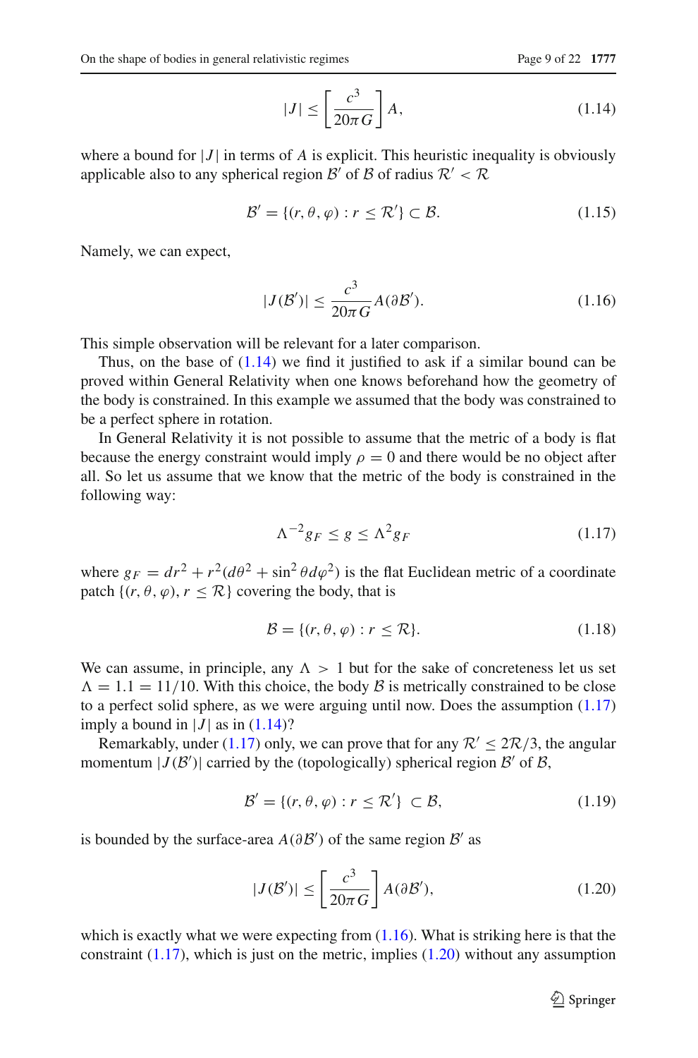$$|J| \leq \left[\frac{c^3}{20\pi G}\right] A, \tag{1.14}$$

where a bound for $|J|$ in terms of $A$ is explicit. This heuristic inequality is obviously applicable also to any spherical region $\mathcal{B}'$ of $\mathcal{B}$ of radius $\mathcal{R}' < \mathcal{R}$

$$\mathcal{B}' = \{(r, \theta, \varphi) : r \leq \mathcal{R}'\} \subset \mathcal{B}. \tag{1.15}$$

Namely, we can expect,

$$|J(\mathcal{B}')| \leq \frac{c^3}{20\pi G} A(\partial \mathcal{B}'). \tag{1.16}$$

This simple observation will be relevant for a later comparison.

Thus, on the base of (1.14) we find it justified to ask if a similar bound can be proved within General Relativity when one knows beforehand how the geometry of the body is constrained. In this example we assumed that the body was constrained to be a perfect sphere in rotation.

In General Relativity it is not possible to assume that the metric of a body is flat because the energy constraint would imply $\rho = 0$ and there would be no object after all. So let us assume that we know that the metric of the body is constrained in the following way:

$$\Lambda^{-2} g_F \leq g \leq \Lambda^2 g_F \tag{1.17}$$

where $g_F = dr^2 + r^2(d\theta^2 + \sin^2\theta d\varphi^2)$ is the flat Euclidean metric of a coordinate patch $\{(r, \theta, \varphi), r \leq \mathcal{R}\}$ covering the body, that is

$$\mathcal{B} = \{(r, \theta, \varphi) : r \leq \mathcal{R}\}. \tag{1.18}$$

We can assume, in principle, any $\Lambda > 1$ but for the sake of concreteness let us set $\Lambda = 1.1 = 11/10$. With this choice, the body $\mathcal{B}$ is metrically constrained to be close to a perfect solid sphere, as we were arguing until now. Does the assumption (1.17) imply a bound in $|J|$ as in (1.14)?

Remarkably, under (1.17) only, we can prove that for any $\mathcal{R}' \leq 2\mathcal{R}/3$, the angular momentum $|J(\mathcal{B}')|$ carried by the (topologically) spherical region $\mathcal{B}'$ of $\mathcal{B}$,

$$\mathcal{B}' = \{(r, \theta, \varphi) : r \leq \mathcal{R}'\} \subset \mathcal{B}, \tag{1.19}$$

is bounded by the surface-area $A(\partial \mathcal{B}')$ of the same region $\mathcal{B}'$ as

$$|J(\mathcal{B}')| \leq \left[\frac{c^3}{20\pi G}\right] A(\partial \mathcal{B}'), \tag{1.20}$$

which is exactly what we were expecting from (1.16). What is striking here is that the constraint (1.17), which is just on the metric, implies (1.20) without any assumption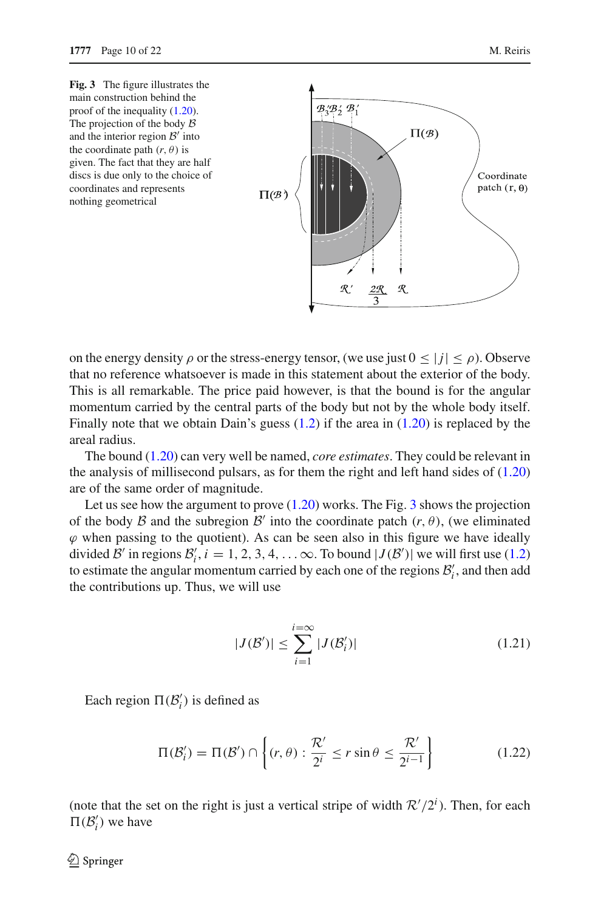**Fig. 3** The figure illustrates the main construction behind the proof of the inequality (1.20). The projection of the body $\mathcal{B}$ and the interior region $\mathcal{B}'$ into the coordinate path $(r, \theta)$ is given. The fact that they are half discs is due only to the choice of coordinates and represents nothing geometrical

on the energy density $\rho$ or the stress-energy tensor, (we use just $0 \leq |j| \leq \rho$). Observe that no reference whatsoever is made in this statement about the exterior of the body. This is all remarkable. The price paid however, is that the bound is for the angular momentum carried by the central parts of the body but not by the whole body itself. Finally note that we obtain Dain's guess (1.2) if the area in (1.20) is replaced by the areal radius.

The bound (1.20) can very well be named, *core estimates*. They could be relevant in the analysis of millisecond pulsars, as for them the right and left hand sides of (1.20) are of the same order of magnitude.

Let us see how the argument to prove (1.20) works. The Fig. 3 shows the projection of the body $\mathcal{B}$ and the subregion $\mathcal{B}'$ into the coordinate patch $(r, \theta)$, (we eliminated $\varphi$ when passing to the quotient). As can be seen also in this figure we have ideally divided $\mathcal{B}'$ in regions $\mathcal{B}'_i$, $i = 1, 2, 3, 4, \ldots \infty$. To bound $|J(\mathcal{B}')|$ we will first use (1.2) to estimate the angular momentum carried by each one of the regions $\mathcal{B}'_i$, and then add the contributions up. Thus, we will use

$$|J(\mathcal{B}')| \leq \sum_{i=1}^{i=\infty} |J(\mathcal{B}'_i)| \tag{1.21}$$

Each region $\Pi(\mathcal{B}'_i)$ is defined as

$$\Pi(\mathcal{B}'_i) = \Pi(\mathcal{B}') \cap \left\{ (r, \theta) : \frac{\mathcal{R}'}{2^i} \leq r \sin\theta \leq \frac{\mathcal{R}'}{2^{i-1}} \right\} \tag{1.22}$$

(note that the set on the right is just a vertical stripe of width $\mathcal{R}'/2^i$). Then, for each $\Pi(\mathcal{B}'_i)$ we have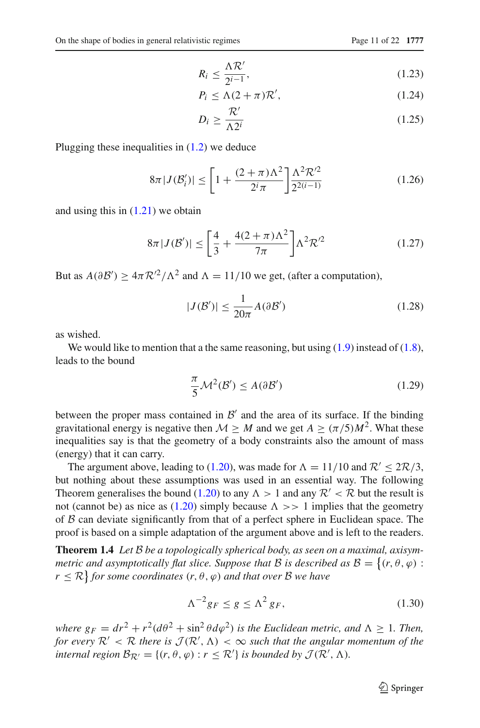$$R_i \leq \frac{\Lambda \mathcal{R}'}{2^{i-1}}, \tag{1.23}$$

$$P_i \leq \Lambda(2+\pi)\mathcal{R}', \tag{1.24}$$

$$D_i \geq \frac{\mathcal{R}'}{\Lambda 2^i} \tag{1.25}$$

Plugging these inequalities in (1.2) we deduce

$$8\pi |J(\mathcal{B}'_i)| \leq \left[1 + \frac{(2+\pi)\Lambda^2}{2^i \pi}\right] \frac{\Lambda^2 \mathcal{R}'^2}{2^{2(i-1)}} \tag{1.26}$$

and using this in (1.21) we obtain

$$8\pi |J(\mathcal{B}')| \leq \left[\frac{4}{3} + \frac{4(2+\pi)\Lambda^2}{7\pi}\right] \Lambda^2 \mathcal{R}'^2 \tag{1.27}$$

But as $A(\partial \mathcal{B}') \geq 4\pi \mathcal{R}'^2/\Lambda^2$ and $\Lambda = 11/10$ we get, (after a computation),

$$|J(\mathcal{B}')| \leq \frac{1}{20\pi} A(\partial \mathcal{B}') \tag{1.28}$$

as wished.

We would like to mention that a the same reasoning, but using (1.9) instead of (1.8), leads to the bound

$$\frac{\pi}{5} \mathcal{M}^2(\mathcal{B}') \leq A(\partial \mathcal{B}') \tag{1.29}$$

between the proper mass contained in $\mathcal{B}'$ and the area of its surface. If the binding gravitational energy is negative then $\mathcal{M} \geq M$ and we get $A \geq (\pi/5)M^2$. What these inequalities say is that the geometry of a body constraints also the amount of mass (energy) that it can carry.

The argument above, leading to (1.20), was made for $\Lambda = 11/10$ and $\mathcal{R}' \leq 2\mathcal{R}/3$, but nothing about these assumptions was used in an essential way. The following Theorem generalises the bound (1.20) to any $\Lambda > 1$ and any $\mathcal{R}' < \mathcal{R}$ but the result is not (cannot be) as nice as (1.20) simply because $\Lambda >> 1$ implies that the geometry of $\mathcal{B}$ can deviate significantly from that of a perfect sphere in Euclidean space. The proof is based on a simple adaptation of the argument above and is left to the readers.

**Theorem 1.4** *Let $\mathcal{B}$ be a topologically spherical body, as seen on a maximal, axisymmetric and asymptotically flat slice. Suppose that $\mathcal{B}$ is described as $\mathcal{B} = \{(r, \theta, \varphi) : r \leq \mathcal{R}\}$ for some coordinates $(r, \theta, \varphi)$ and that over $\mathcal{B}$ we have*

$$\Lambda^{-2} g_F \leq g \leq \Lambda^2 g_F, \tag{1.30}$$

*where $g_F = dr^2 + r^2(d\theta^2 + \sin^2\theta d\varphi^2)$ is the Euclidean metric, and $\Lambda \geq 1$. Then, for every $\mathcal{R}' < \mathcal{R}$ there is $\mathcal{J}(\mathcal{R}', \Lambda) < \infty$ such that the angular momentum of the internal region $\mathcal{B}_{\mathcal{R}'} = \{(r, \theta, \varphi) : r \leq \mathcal{R}'\}$ is bounded by $\mathcal{J}(\mathcal{R}', \Lambda)$.*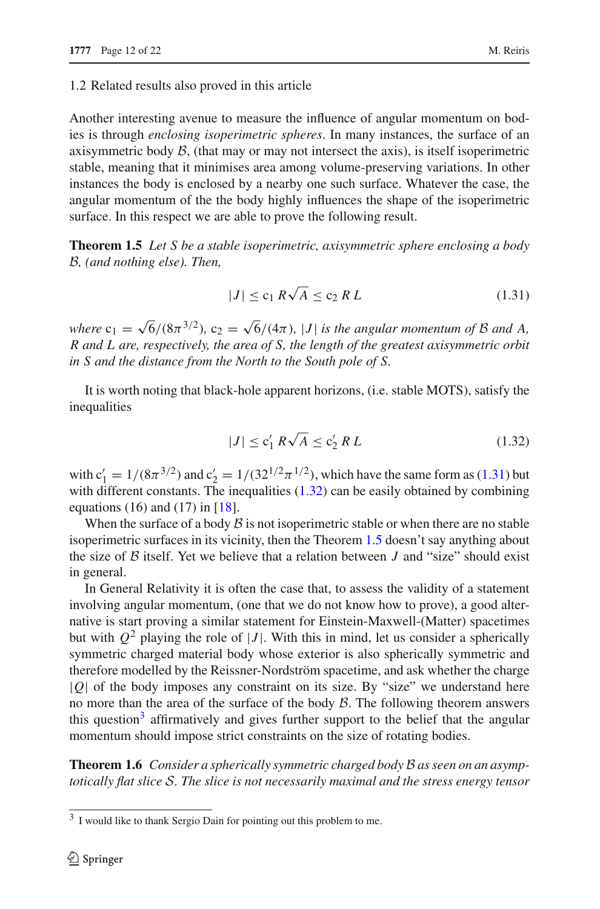### 1.2 Related results also proved in this article

Another interesting avenue to measure the influence of angular momentum on bodies is through *enclosing isoperimetric spheres*. In many instances, the surface of an axisymmetric body $\mathcal{B}$, (that may or may not intersect the axis), is itself isoperimetric stable, meaning that it minimises area among volume-preserving variations. In other instances the body is enclosed by a nearby one such surface. Whatever the case, the angular momentum of the the body highly influences the shape of the isoperimetric surface. In this respect we are able to prove the following result.

**Theorem 1.5** *Let $S$ be a stable isoperimetric, axisymmetric sphere enclosing a body $\mathcal{B}$, (and nothing else). Then,*

$$|J| \leq \mathrm{c}_1\, R\sqrt{A} \leq \mathrm{c}_2\, R\, L \tag{1.31}$$

*where $\mathrm{c}_1 = \sqrt{6}/(8\pi^{3/2})$, $\mathrm{c}_2 = \sqrt{6}/(4\pi)$, $|J|$ is the angular momentum of $\mathcal{B}$ and $A$, $R$ and $L$ are, respectively, the area of $S$, the length of the greatest axisymmetric orbit in $S$ and the distance from the North to the South pole of $S$.*

It is worth noting that black-hole apparent horizons, (i.e. stable MOTS), satisfy the inequalities

$$|J| \leq \mathrm{c}'_1\, R\sqrt{A} \leq \mathrm{c}'_2\, R\, L \tag{1.32}$$

with $\mathrm{c}'_1 = 1/(8\pi^{3/2})$ and $\mathrm{c}'_2 = 1/(32^{1/2}\pi^{1/2})$, which have the same form as (1.31) but with different constants. The inequalities (1.32) can be easily obtained by combining equations (16) and (17) in [18].

When the surface of a body $\mathcal{B}$ is not isoperimetric stable or when there are no stable isoperimetric surfaces in its vicinity, then the Theorem 1.5 doesn't say anything about the size of $\mathcal{B}$ itself. Yet we believe that a relation between $J$ and "size" should exist in general.

In General Relativity it is often the case that, to assess the validity of a statement involving angular momentum, (one that we do not know how to prove), a good alternative is start proving a similar statement for Einstein-Maxwell-(Matter) spacetimes but with $Q^2$ playing the role of $|J|$. With this in mind, let us consider a spherically symmetric charged material body whose exterior is also spherically symmetric and therefore modelled by the Reissner-Nordström spacetime, and ask whether the charge $|Q|$ of the body imposes any constraint on its size. By "size" we understand here no more than the area of the surface of the body $\mathcal{B}$. The following theorem answers this question[3] affirmatively and gives further support to the belief that the angular momentum should impose strict constraints on the size of rotating bodies.

**Theorem 1.6** *Consider a spherically symmetric charged body $\mathcal{B}$ as seen on an asymptotically flat slice $\mathcal{S}$. The slice is not necessarily maximal and the stress energy tensor*

[3] I would like to thank Sergio Dain for pointing out this problem to me.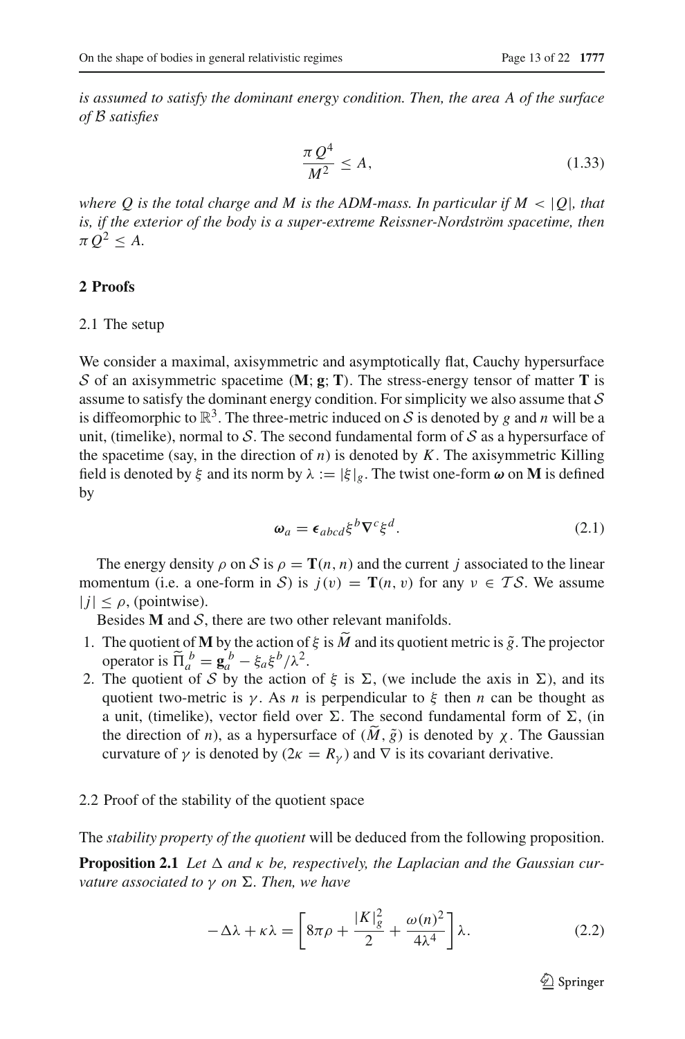*is assumed to satisfy the dominant energy condition. Then, the area A of the surface of $\mathcal{B}$ satisfies*

$$\frac{\pi Q^4}{M^2} \leq A, \tag{1.33}$$

*where Q is the total charge and M is the ADM-mass. In particular if $M < |Q|$, that is, if the exterior of the body is a super-extreme Reissner-Nordström spacetime, then $\pi Q^2 \leq A$.*

## 2 Proofs

### 2.1 The setup

We consider a maximal, axisymmetric and asymptotically flat, Cauchy hypersurface $\mathcal{S}$ of an axisymmetric spacetime $(\mathbf{M}; \mathbf{g}; \mathbf{T})$. The stress-energy tensor of matter $\mathbf{T}$ is assume to satisfy the dominant energy condition. For simplicity we also assume that $\mathcal{S}$ is diffeomorphic to $\mathbb{R}^3$. The three-metric induced on $\mathcal{S}$ is denoted by $g$ and $n$ will be a unit, (timelike), normal to $\mathcal{S}$. The second fundamental form of $\mathcal{S}$ as a hypersurface of the spacetime (say, in the direction of $n$) is denoted by $K$. The axisymmetric Killing field is denoted by $\xi$ and its norm by $\lambda := |\xi|_g$. The twist one-form $\boldsymbol{\omega}$ on $\mathbf{M}$ is defined by

$$\boldsymbol{\omega}_a = \boldsymbol{\epsilon}_{abcd}\xi^b\nabla^c\xi^d. \tag{2.1}$$

The energy density $\rho$ on $\mathcal{S}$ is $\rho = \mathbf{T}(n, n)$ and the current $j$ associated to the linear momentum (i.e. a one-form in $\mathcal{S}$) is $j(v) = \mathbf{T}(n, v)$ for any $v \in \mathcal{TS}$. We assume $|j| \leq \rho$, (pointwise).

Besides $\mathbf{M}$ and $\mathcal{S}$, there are two other relevant manifolds.

1. The quotient of $\mathbf{M}$ by the action of $\xi$ is $\widetilde{M}$ and its quotient metric is $\tilde{g}$. The projector operator is $\widetilde{\Pi}_a{}^b = \mathbf{g}_a{}^b - \xi_a\xi^b/\lambda^2$.
2. The quotient of $\mathcal{S}$ by the action of $\xi$ is $\Sigma$, (we include the axis in $\Sigma$), and its quotient two-metric is $\gamma$. As $n$ is perpendicular to $\xi$ then $n$ can be thought as a unit, (timelike), vector field over $\Sigma$. The second fundamental form of $\Sigma$, (in the direction of $n$), as a hypersurface of $(\widetilde{M}, \tilde{g})$ is denoted by $\chi$. The Gaussian curvature of $\gamma$ is denoted by $(2\kappa = R_\gamma)$ and $\nabla$ is its covariant derivative.

### 2.2 Proof of the stability of the quotient space

The *stability property of the quotient* will be deduced from the following proposition.

**Proposition 2.1** *Let $\Delta$ and $\kappa$ be, respectively, the Laplacian and the Gaussian curvature associated to $\gamma$ on $\Sigma$. Then, we have*

$$-\Delta\lambda + \kappa\lambda = \left[8\pi\rho + \frac{|K|_g^2}{2} + \frac{\omega(n)^2}{4\lambda^4}\right]\lambda. \tag{2.2}$$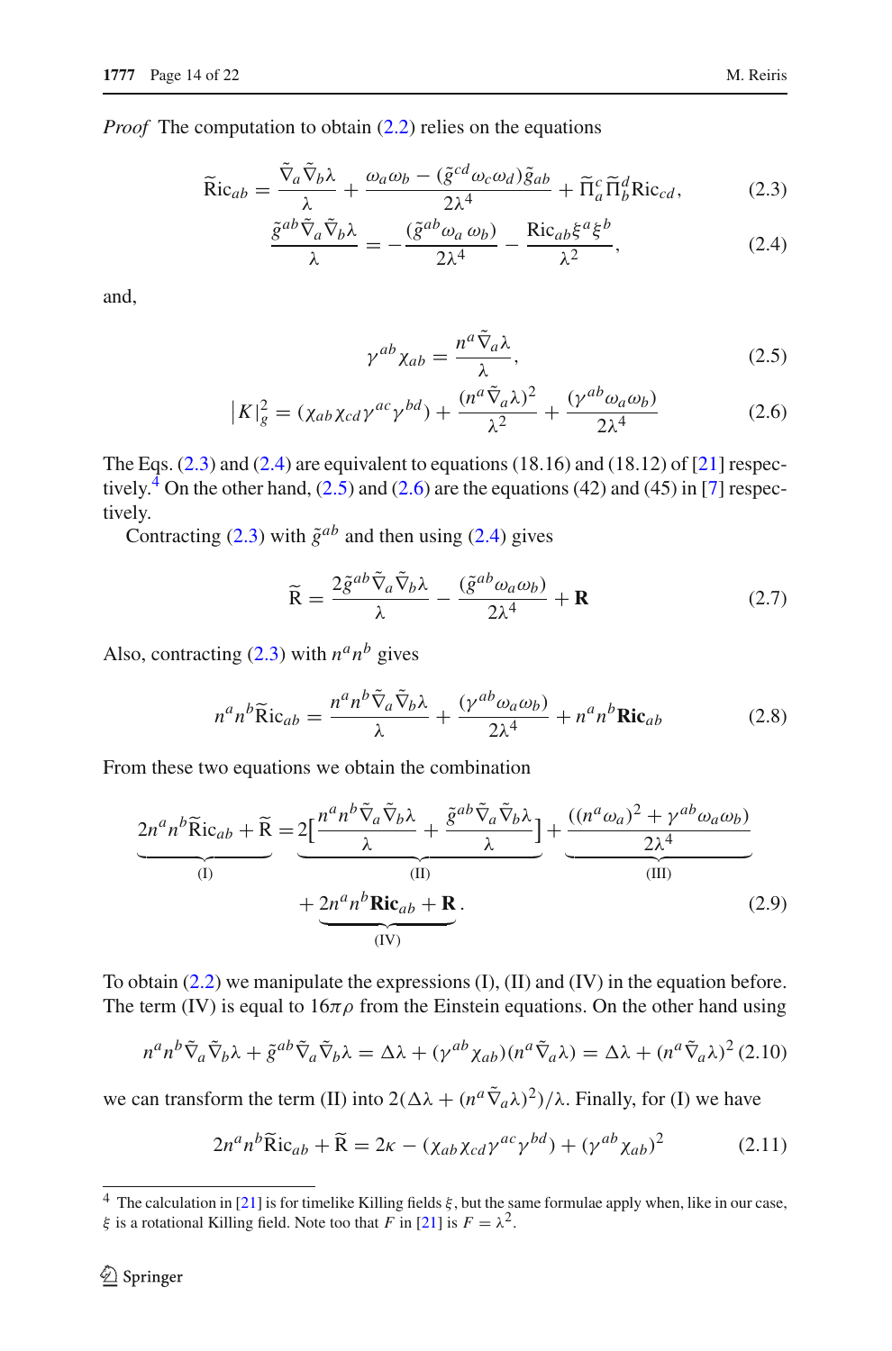*Proof* The computation to obtain (2.2) relies on the equations

$$\widetilde{\mathrm{Ric}}_{ab} = \frac{\tilde{\nabla}_a \tilde{\nabla}_b \lambda}{\lambda} + \frac{\omega_a \omega_b - (\tilde{g}^{cd}\omega_c \omega_d)\tilde{g}_{ab}}{2\lambda^4} + \widetilde{\Pi}_a^c \widetilde{\Pi}_b^d \mathrm{Ric}_{cd}, \tag{2.3}$$

$$\frac{\tilde{g}^{ab}\tilde{\nabla}_a \tilde{\nabla}_b \lambda}{\lambda} = -\frac{(\tilde{g}^{ab}\omega_a\, \omega_b)}{2\lambda^4} - \frac{\mathrm{Ric}_{ab}\xi^a \xi^b}{\lambda^2}, \tag{2.4}$$

and,

$$\gamma^{ab}\chi_{ab} = \frac{n^a \tilde{\nabla}_a \lambda}{\lambda}, \tag{2.5}$$

$$\left|K\right|_g^2 = (\chi_{ab}\chi_{cd}\gamma^{ac}\gamma^{bd}) + \frac{(n^a\tilde{\nabla}_a \lambda)^2}{\lambda^2} + \frac{(\gamma^{ab}\omega_a \omega_b)}{2\lambda^4} \tag{2.6}$$

The Eqs. (2.3) and (2.4) are equivalent to equations (18.16) and (18.12) of [21] respectively.[4] On the other hand, (2.5) and (2.6) are the equations (42) and (45) in [7] respectively.

Contracting (2.3) with $\tilde{g}^{ab}$ and then using (2.4) gives

$$\widetilde{\mathrm{R}} = \frac{2\tilde{g}^{ab}\tilde{\nabla}_a \tilde{\nabla}_b \lambda}{\lambda} - \frac{(\tilde{g}^{ab}\omega_a \omega_b)}{2\lambda^4} + \mathbf{R} \tag{2.7}$$

Also, contracting (2.3) with $n^a n^b$ gives

$$n^a n^b \widetilde{\mathrm{Ric}}_{ab} = \frac{n^a n^b \tilde{\nabla}_a \tilde{\nabla}_b \lambda}{\lambda} + \frac{(\gamma^{ab}\omega_a \omega_b)}{2\lambda^4} + n^a n^b \mathbf{Ric}_{ab} \tag{2.8}$$

From these two equations we obtain the combination

$$\underbrace{2n^a n^b \widetilde{\mathrm{Ric}}_{ab} + \widetilde{\mathrm{R}}}_{\text{(I)}} = \underbrace{2\Big[\frac{n^a n^b \tilde{\nabla}_a \tilde{\nabla}_b \lambda}{\lambda} + \frac{\tilde{g}^{ab}\tilde{\nabla}_a \tilde{\nabla}_b \lambda}{\lambda}\Big]}_{\text{(II)}} + \underbrace{\frac{((n^a\omega_a)^2 + \gamma^{ab}\omega_a \omega_b)}{2\lambda^4}}_{\text{(III)}} + \underbrace{2n^a n^b \mathbf{Ric}_{ab} + \mathbf{R}}_{\text{(IV)}}. \tag{2.9}$$

To obtain (2.2) we manipulate the expressions (I), (II) and (IV) in the equation before. The term (IV) is equal to $16\pi\rho$ from the Einstein equations. On the other hand using

$$n^a n^b \tilde{\nabla}_a \tilde{\nabla}_b \lambda + \tilde{g}^{ab}\tilde{\nabla}_a \tilde{\nabla}_b \lambda = \Delta\lambda + (\gamma^{ab}\chi_{ab})(n^a \tilde{\nabla}_a \lambda) = \Delta\lambda + (n^a\tilde{\nabla}_a \lambda)^2 \tag{2.10}$$

we can transform the term (II) into $2(\Delta\lambda + (n^a\tilde{\nabla}_a\lambda)^2)/\lambda$. Finally, for (I) we have

$$2n^a n^b \widetilde{\mathrm{Ric}}_{ab} + \widetilde{\mathrm{R}} = 2\kappa - (\chi_{ab}\chi_{cd}\gamma^{ac}\gamma^{bd}) + (\gamma^{ab}\chi_{ab})^2 \tag{2.11}$$

---

[4] The calculation in [21] is for timelike Killing fields $\xi$, but the same formulae apply when, like in our case, $\xi$ is a rotational Killing field. Note too that $F$ in [21] is $F = \lambda^2$.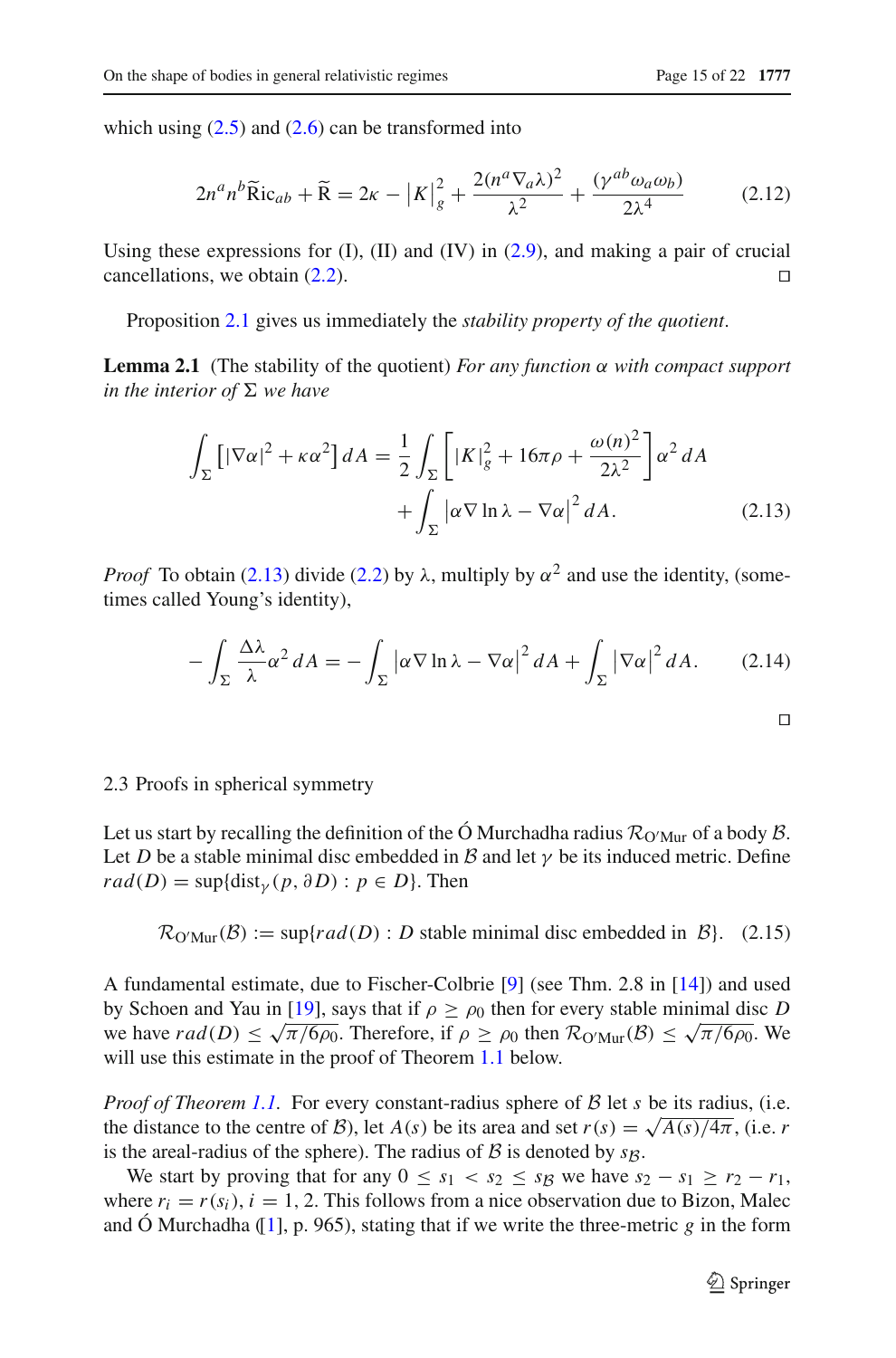which using (2.5) and (2.6) can be transformed into

$$2n^a n^b \widetilde{\mathrm{Ric}}_{ab} + \widetilde{\mathrm{R}} = 2\kappa - \left|K\right|_g^2 + \frac{2(n^a \nabla_a \lambda)^2}{\lambda^2} + \frac{(\gamma^{ab}\omega_a \omega_b)}{2\lambda^4} \tag{2.12}$$

Using these expressions for (I), (II) and (IV) in (2.9), and making a pair of crucial cancellations, we obtain (2.2). □

Proposition 2.1 gives us immediately the *stability property of the quotient*.

**Lemma 2.1** (The stability of the quotient) *For any function $\alpha$ with compact support in the interior of $\Sigma$ we have*

$$\begin{aligned}\int_\Sigma \left[|\nabla \alpha|^2 + \kappa \alpha^2\right] dA = \frac{1}{2}\int_\Sigma \left[|K|_g^2 + 16\pi\rho + \frac{\omega(n)^2}{2\lambda^2}\right]\alpha^2\, dA \\ + \int_\Sigma \left|\alpha \nabla \ln \lambda - \nabla \alpha\right|^2 dA.\end{aligned} \tag{2.13}$$

*Proof* To obtain (2.13) divide (2.2) by $\lambda$, multiply by $\alpha^2$ and use the identity, (sometimes called Young's identity),

$$-\int_\Sigma \frac{\Delta \lambda}{\lambda}\alpha^2\, dA = -\int_\Sigma \left|\alpha \nabla \ln \lambda - \nabla \alpha\right|^2 dA + \int_\Sigma \left|\nabla \alpha\right|^2 dA. \tag{2.14}$$

□

### 2.3 Proofs in spherical symmetry

Let us start by recalling the definition of the Ó Murchadha radius $\mathcal{R}_{\mathrm{O'Mur}}$ of a body $\mathcal{B}$. Let $D$ be a stable minimal disc embedded in $\mathcal{B}$ and let $\gamma$ be its induced metric. Define $rad(D) = \sup\{\mathrm{dist}_\gamma(p, \partial D) : p \in D\}$. Then

$$\mathcal{R}_{\mathrm{O'Mur}}(\mathcal{B}) := \sup\{rad(D) : D \text{ stable minimal disc embedded in } \mathcal{B}\}. \tag{2.15}$$

A fundamental estimate, due to Fischer-Colbrie [9] (see Thm. 2.8 in [14]) and used by Schoen and Yau in [19], says that if $\rho \geq \rho_0$ then for every stable minimal disc $D$ we have $rad(D) \leq \sqrt{\pi/6\rho_0}$. Therefore, if $\rho \geq \rho_0$ then $\mathcal{R}_{\mathrm{O'Mur}}(\mathcal{B}) \leq \sqrt{\pi/6\rho_0}$. We will use this estimate in the proof of Theorem 1.1 below.

*Proof of Theorem 1.1.* For every constant-radius sphere of $\mathcal{B}$ let $s$ be its radius, (i.e. the distance to the centre of $\mathcal{B}$), let $A(s)$ be its area and set $r(s) = \sqrt{A(s)/4\pi}$, (i.e. $r$ is the areal-radius of the sphere). The radius of $\mathcal{B}$ is denoted by $s_{\mathcal{B}}$.

We start by proving that for any $0 \leq s_1 < s_2 \leq s_{\mathcal{B}}$ we have $s_2 - s_1 \geq r_2 - r_1$, where $r_i = r(s_i)$, $i = 1, 2$. This follows from a nice observation due to Bizon, Malec and Ó Murchadha ([1], p. 965), stating that if we write the three-metric $g$ in the form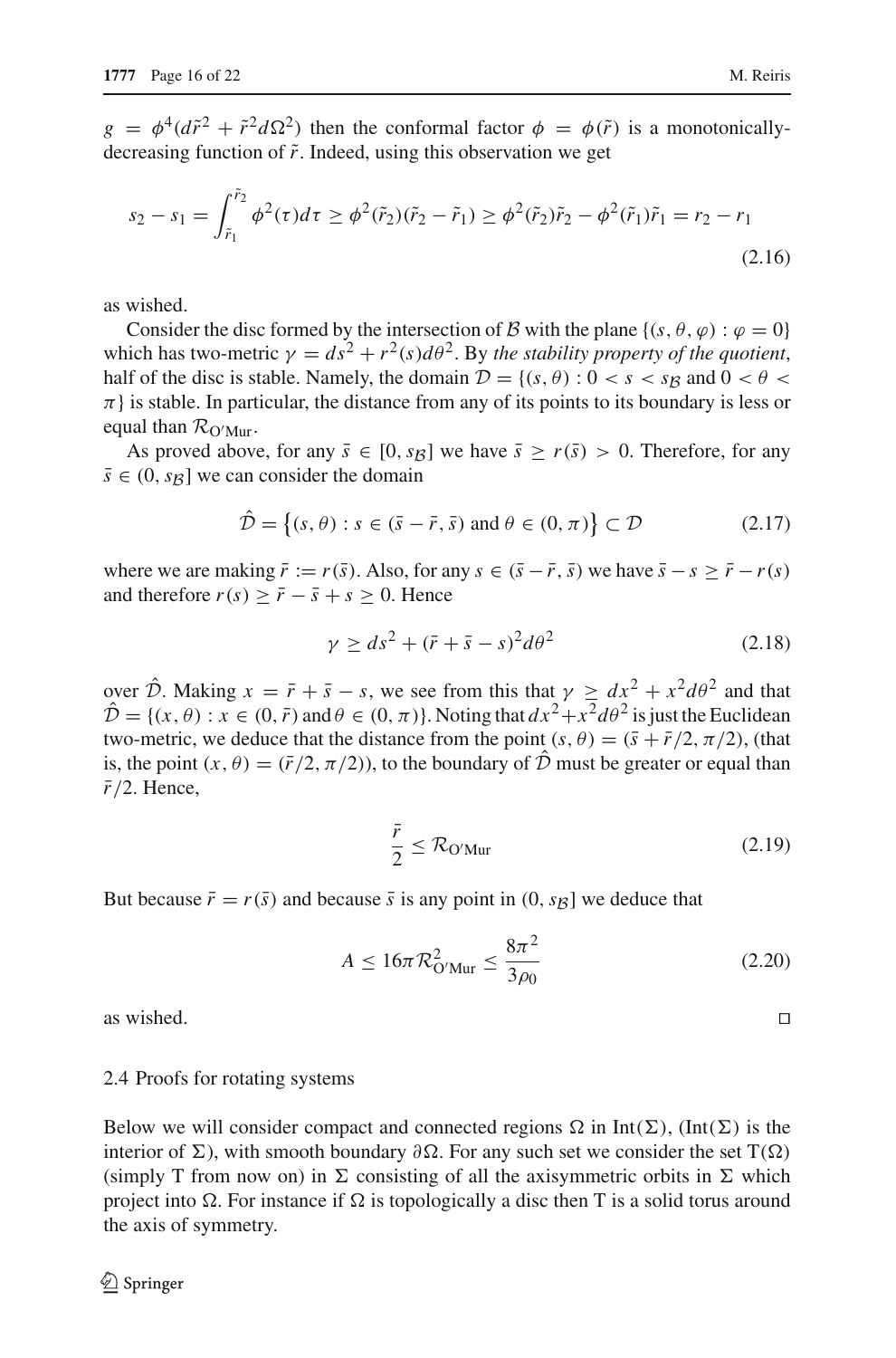$g = \phi^4(d\tilde{r}^2 + \tilde{r}^2 d\Omega^2)$ then the conformal factor $\phi = \phi(\tilde{r})$ is a monotonically-decreasing function of $\tilde{r}$. Indeed, using this observation we get

$$s_2 - s_1 = \int_{\tilde{r}_1}^{\tilde{r}_2} \phi^2(\tau) d\tau \geq \phi^2(\tilde{r}_2)(\tilde{r}_2 - \tilde{r}_1) \geq \phi^2(\tilde{r}_2)\tilde{r}_2 - \phi^2(\tilde{r}_1)\tilde{r}_1 = r_2 - r_1 \tag{2.16}$$

as wished.

Consider the disc formed by the intersection of $\mathcal{B}$ with the plane $\{(s, \theta, \varphi) : \varphi = 0\}$ which has two-metric $\gamma = ds^2 + r^2(s)d\theta^2$. By *the stability property of the quotient*, half of the disc is stable. Namely, the domain $\mathcal{D} = \{(s, \theta) : 0 < s < s_{\mathcal{B}} \text{ and } 0 < \theta < \pi\}$ is stable. In particular, the distance from any of its points to its boundary is less or equal than $\mathcal{R}_{\text{O'Mur}}$.

As proved above, for any $\bar{s} \in [0, s_{\mathcal{B}}]$ we have $\bar{s} \geq r(\bar{s}) > 0$. Therefore, for any $\bar{s} \in (0, s_{\mathcal{B}}]$ we can consider the domain

$$\hat{\mathcal{D}} = \big\{(s, \theta) : s \in (\bar{s} - \bar{r}, \bar{s}) \text{ and } \theta \in (0, \pi)\big\} \subset \mathcal{D} \tag{2.17}$$

where we are making $\bar{r} := r(\bar{s})$. Also, for any $s \in (\bar{s} - \bar{r}, \bar{s})$ we have $\bar{s} - s \geq \bar{r} - r(s)$ and therefore $r(s) \geq \bar{r} - \bar{s} + s \geq 0$. Hence

$$\gamma \geq ds^2 + (\bar{r} + \bar{s} - s)^2 d\theta^2 \tag{2.18}$$

over $\hat{\mathcal{D}}$. Making $x = \bar{r} + \bar{s} - s$, we see from this that $\gamma \geq dx^2 + x^2 d\theta^2$ and that $\hat{\mathcal{D}} = \{(x, \theta) : x \in (0, \bar{r}) \text{ and } \theta \in (0, \pi)\}$. Noting that $dx^2 + x^2 d\theta^2$ is just the Euclidean two-metric, we deduce that the distance from the point $(s, \theta) = (\bar{s} + \bar{r}/2, \pi/2)$, (that is, the point $(x, \theta) = (\bar{r}/2, \pi/2)$), to the boundary of $\hat{\mathcal{D}}$ must be greater or equal than $\bar{r}/2$. Hence,

$$\frac{\bar{r}}{2} \leq \mathcal{R}_{\text{O'Mur}} \tag{2.19}$$

But because $\bar{r} = r(\bar{s})$ and because $\bar{s}$ is any point in $(0, s_{\mathcal{B}}]$ we deduce that

$$A \leq 16\pi \mathcal{R}^2_{\text{O'Mur}} \leq \frac{8\pi^2}{3\rho_0} \tag{2.20}$$

as wished. □

### 2.4 Proofs for rotating systems

Below we will consider compact and connected regions $\Omega$ in $\text{Int}(\Sigma)$, ($\text{Int}(\Sigma)$ is the interior of $\Sigma$), with smooth boundary $\partial\Omega$. For any such set we consider the set $\text{T}(\Omega)$ (simply T from now on) in $\Sigma$ consisting of all the axisymmetric orbits in $\Sigma$ which project into $\Omega$. For instance if $\Omega$ is topologically a disc then T is a solid torus around the axis of symmetry.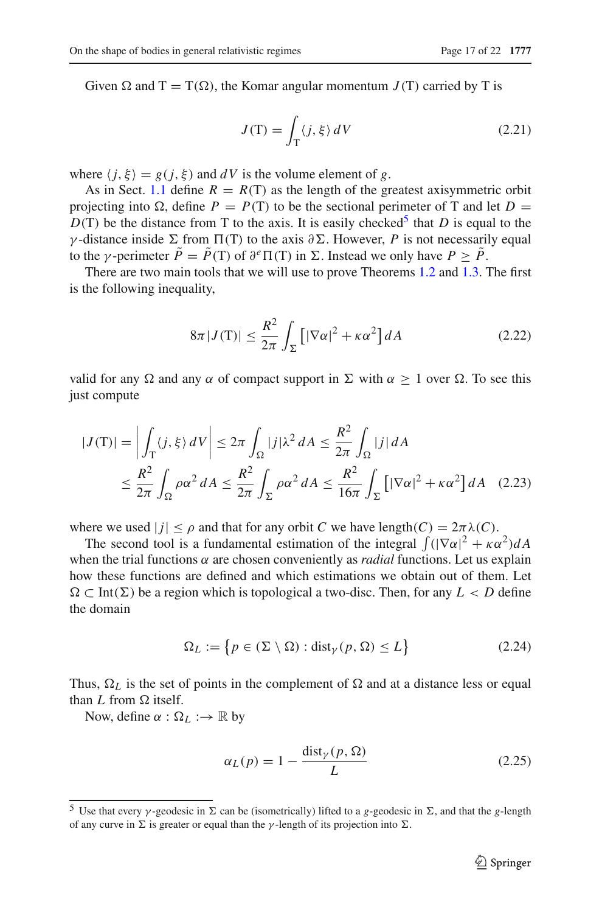Given $\Omega$ and $\mathrm{T} = \mathrm{T}(\Omega)$, the Komar angular momentum $J(\mathrm{T})$ carried by T is

$$J(\mathrm{T}) = \int_{\mathrm{T}} \langle j, \xi \rangle \, dV \tag{2.21}$$

where $\langle j, \xi \rangle = g(j, \xi)$ and $dV$ is the volume element of $g$.

As in Sect. 1.1 define $R = R(\mathrm{T})$ as the length of the greatest axisymmetric orbit projecting into $\Omega$, define $P = P(\mathrm{T})$ to be the sectional perimeter of T and let $D = D(\mathrm{T})$ be the distance from T to the axis. It is easily checked[5] that $D$ is equal to the $\gamma$-distance inside $\Sigma$ from $\Pi(\mathrm{T})$ to the axis $\partial\Sigma$. However, $P$ is not necessarily equal to the $\gamma$-perimeter $\tilde{P} = \tilde{P}(\mathrm{T})$ of $\partial^e \Pi(\mathrm{T})$ in $\Sigma$. Instead we only have $P \geq \tilde{P}$.

There are two main tools that we will use to prove Theorems 1.2 and 1.3. The first is the following inequality,

$$8\pi |J(\mathrm{T})| \leq \frac{R^2}{2\pi} \int_{\Sigma} \left[ |\nabla \alpha|^2 + \kappa \alpha^2 \right] dA \tag{2.22}$$

valid for any $\Omega$ and any $\alpha$ of compact support in $\Sigma$ with $\alpha \geq 1$ over $\Omega$. To see this just compute

$$\begin{aligned}
|J(\mathrm{T})| = \left| \int_{\mathrm{T}} \langle j, \xi \rangle \, dV \right| &\leq 2\pi \int_{\Omega} |j| \lambda^2 \, dA \leq \frac{R^2}{2\pi} \int_{\Omega} |j| \, dA \\
&\leq \frac{R^2}{2\pi} \int_{\Omega} \rho \alpha^2 \, dA \leq \frac{R^2}{2\pi} \int_{\Sigma} \rho \alpha^2 \, dA \leq \frac{R^2}{16\pi} \int_{\Sigma} \left[ |\nabla \alpha|^2 + \kappa \alpha^2 \right] dA
\end{aligned} \tag{2.23}$$

where we used $|j| \leq \rho$ and that for any orbit $C$ we have $\text{length}(C) = 2\pi\lambda(C)$.

The second tool is a fundamental estimation of the integral $\int (|\nabla \alpha|^2 + \kappa \alpha^2) dA$ when the trial functions $\alpha$ are chosen conveniently as *radial* functions. Let us explain how these functions are defined and which estimations we obtain out of them. Let $\Omega \subset \mathrm{Int}(\Sigma)$ be a region which is topological a two-disc. Then, for any $L < D$ define the domain

$$\Omega_L := \left\{ p \in (\Sigma \setminus \Omega) : \mathrm{dist}_{\gamma}(p, \Omega) \leq L \right\} \tag{2.24}$$

Thus, $\Omega_L$ is the set of points in the complement of $\Omega$ and at a distance less or equal than $L$ from $\Omega$ itself.

Now, define $\alpha : \Omega_L :\rightarrow \mathbb{R}$ by

$$\alpha_L(p) = 1 - \frac{\mathrm{dist}_{\gamma}(p, \Omega)}{L} \tag{2.25}$$

[5] Use that every $\gamma$-geodesic in $\Sigma$ can be (isometrically) lifted to a $g$-geodesic in $\Sigma$, and that the $g$-length of any curve in $\Sigma$ is greater or equal than the $\gamma$-length of its projection into $\Sigma$.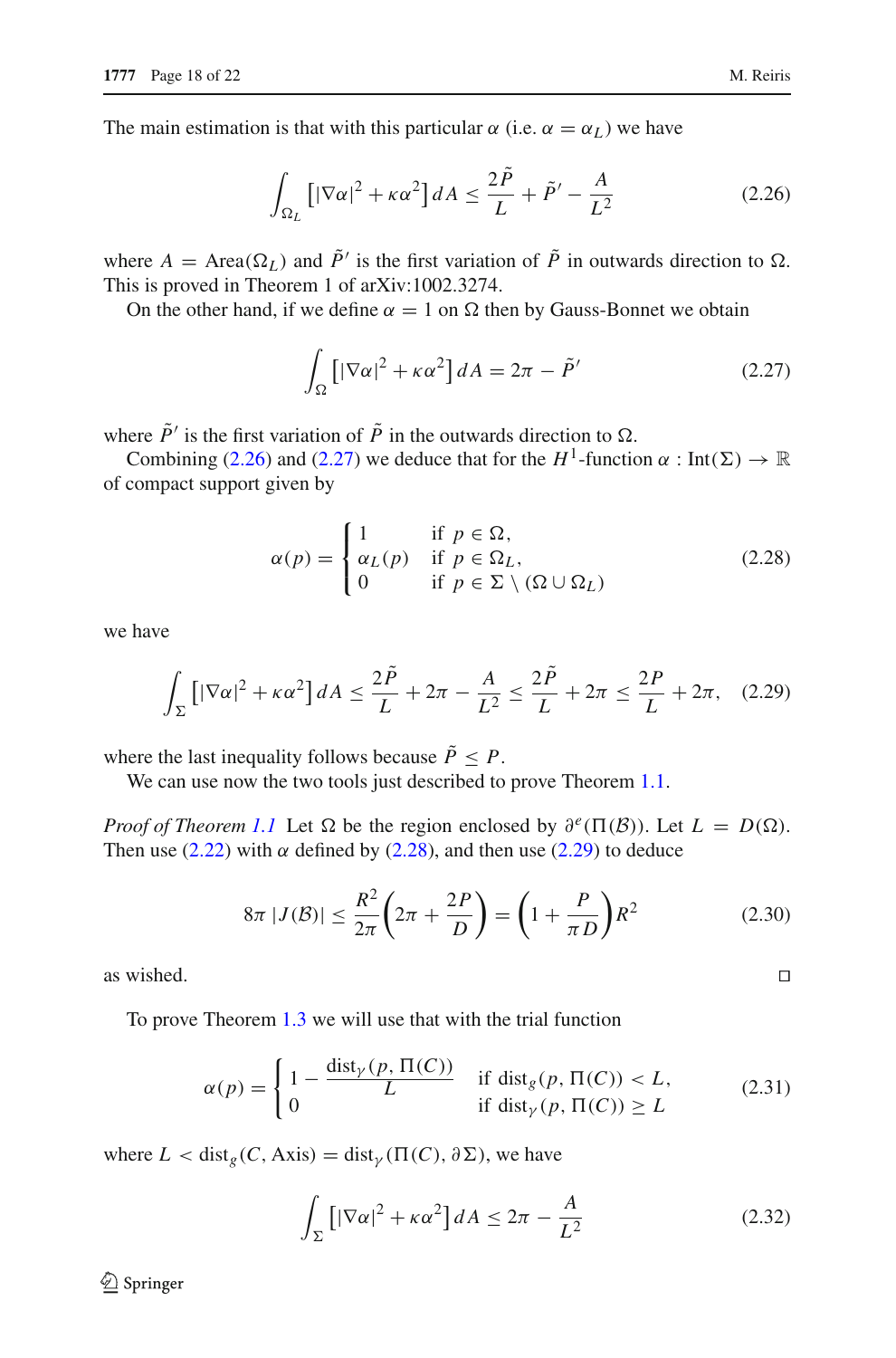The main estimation is that with this particular $\alpha$ (i.e. $\alpha = \alpha_L$) we have

$$\int_{\Omega_L} \left[|\nabla\alpha|^2 + \kappa\alpha^2\right] dA \leq \frac{2\tilde{P}}{L} + \tilde{P}' - \frac{A}{L^2} \tag{2.26}$$

where $A = \text{Area}(\Omega_L)$ and $\tilde{P}'$ is the first variation of $\tilde{P}$ in outwards direction to $\Omega$. This is proved in Theorem 1 of arXiv:1002.3274.

On the other hand, if we define $\alpha = 1$ on $\Omega$ then by Gauss-Bonnet we obtain

$$\int_{\Omega} \left[|\nabla\alpha|^2 + \kappa\alpha^2\right] dA = 2\pi - \tilde{P}' \tag{2.27}$$

where $\tilde{P}'$ is the first variation of $\tilde{P}$ in the outwards direction to $\Omega$.

Combining (2.26) and (2.27) we deduce that for the $H^1$-function $\alpha : \text{Int}(\Sigma) \to \mathbb{R}$ of compact support given by

$$\alpha(p) = \begin{cases} 1 & \text{if } p \in \Omega, \\ \alpha_L(p) & \text{if } p \in \Omega_L, \\ 0 & \text{if } p \in \Sigma \setminus (\Omega \cup \Omega_L) \end{cases} \tag{2.28}$$

we have

$$\int_{\Sigma} \left[|\nabla\alpha|^2 + \kappa\alpha^2\right] dA \leq \frac{2\tilde{P}}{L} + 2\pi - \frac{A}{L^2} \leq \frac{2\tilde{P}}{L} + 2\pi \leq \frac{2P}{L} + 2\pi, \tag{2.29}$$

where the last inequality follows because $\tilde{P} \leq P$.

We can use now the two tools just described to prove Theorem 1.1.

*Proof of Theorem 1.1* Let $\Omega$ be the region enclosed by $\partial^e(\Pi(\mathcal{B}))$. Let $L = D(\Omega)$. Then use (2.22) with $\alpha$ defined by (2.28), and then use (2.29) to deduce

$$8\pi\,|J(\mathcal{B})| \leq \frac{R^2}{2\pi}\left(2\pi + \frac{2P}{D}\right) = \left(1 + \frac{P}{\pi D}\right)R^2 \tag{2.30}$$

as wished. □

To prove Theorem 1.3 we will use that with the trial function

$$\alpha(p) = \begin{cases} 1 - \dfrac{\text{dist}_\gamma(p, \Pi(C))}{L} & \text{if } \text{dist}_g(p, \Pi(C)) < L, \\ 0 & \text{if } \text{dist}_\gamma(p, \Pi(C)) \geq L \end{cases} \tag{2.31}$$

where $L < \text{dist}_g(C, \text{Axis}) = \text{dist}_\gamma(\Pi(C), \partial\Sigma)$, we have

$$\int_{\Sigma} \left[|\nabla\alpha|^2 + \kappa\alpha^2\right] dA \leq 2\pi - \frac{A}{L^2} \tag{2.32}$$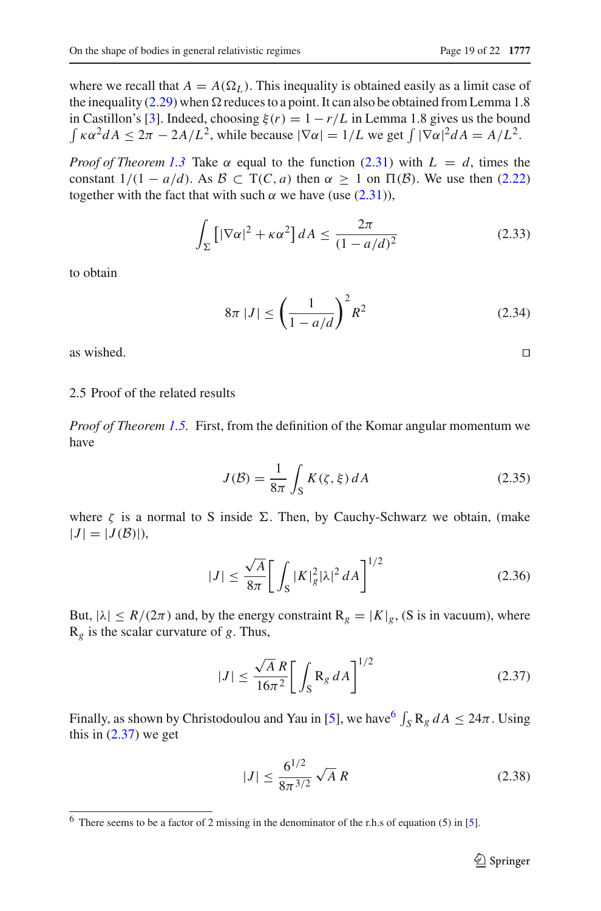where we recall that $A = A(\Omega_L)$. This inequality is obtained easily as a limit case of the inequality (2.29) when $\Omega$ reduces to a point. It can also be obtained from Lemma 1.8 in Castillon's [3]. Indeed, choosing $\xi(r) = 1 - r/L$ in Lemma 1.8 gives us the bound $\int \kappa\alpha^2 dA \leq 2\pi - 2A/L^2$, while because $|\nabla\alpha| = 1/L$ we get $\int |\nabla\alpha|^2 dA = A/L^2$.

*Proof of Theorem 1.3* Take $\alpha$ equal to the function (2.31) with $L = d$, times the constant $1/(1 - a/d)$. As $\mathcal{B} \subset \mathrm{T}(C, a)$ then $\alpha \geq 1$ on $\Pi(\mathcal{B})$. We use then (2.22) together with the fact that with such $\alpha$ we have (use (2.31)),

$$\int_\Sigma \left[|\nabla\alpha|^2 + \kappa\alpha^2\right] dA \leq \frac{2\pi}{(1 - a/d)^2} \tag{2.33}$$

to obtain

$$8\pi\,|J| \leq \left(\frac{1}{1 - a/d}\right)^2 R^2 \tag{2.34}$$

as wished. □

### 2.5 Proof of the related results

*Proof of Theorem 1.5.* First, from the definition of the Komar angular momentum we have

$$J(\mathcal{B}) = \frac{1}{8\pi}\int_{\mathrm{S}} K(\zeta, \xi)\, dA \tag{2.35}$$

where $\zeta$ is a normal to S inside $\Sigma$. Then, by Cauchy-Schwarz we obtain, (make $|J| = |J(\mathcal{B})|$),

$$|J| \leq \frac{\sqrt{A}}{8\pi}\left[\int_{\mathrm{S}} |K|_g^2 |\lambda|^2\, dA\right]^{1/2} \tag{2.36}$$

But, $|\lambda| \leq R/(2\pi)$ and, by the energy constraint $\mathrm{R}_g = |K|_g$, (S is in vacuum), where $\mathrm{R}_g$ is the scalar curvature of $g$. Thus,

$$|J| \leq \frac{\sqrt{A}\,R}{16\pi^2}\left[\int_{\mathrm{S}} \mathrm{R}_g\, dA\right]^{1/2} \tag{2.37}$$

Finally, as shown by Christodoulou and Yau in [5], we have[6] $\int_S \mathrm{R}_g\, dA \leq 24\pi$. Using this in (2.37) we get

$$|J| \leq \frac{6^{1/2}}{8\pi^{3/2}}\sqrt{A}\,R \tag{2.38}$$

[6] There seems to be a factor of 2 missing in the denominator of the r.h.s of equation (5) in [5].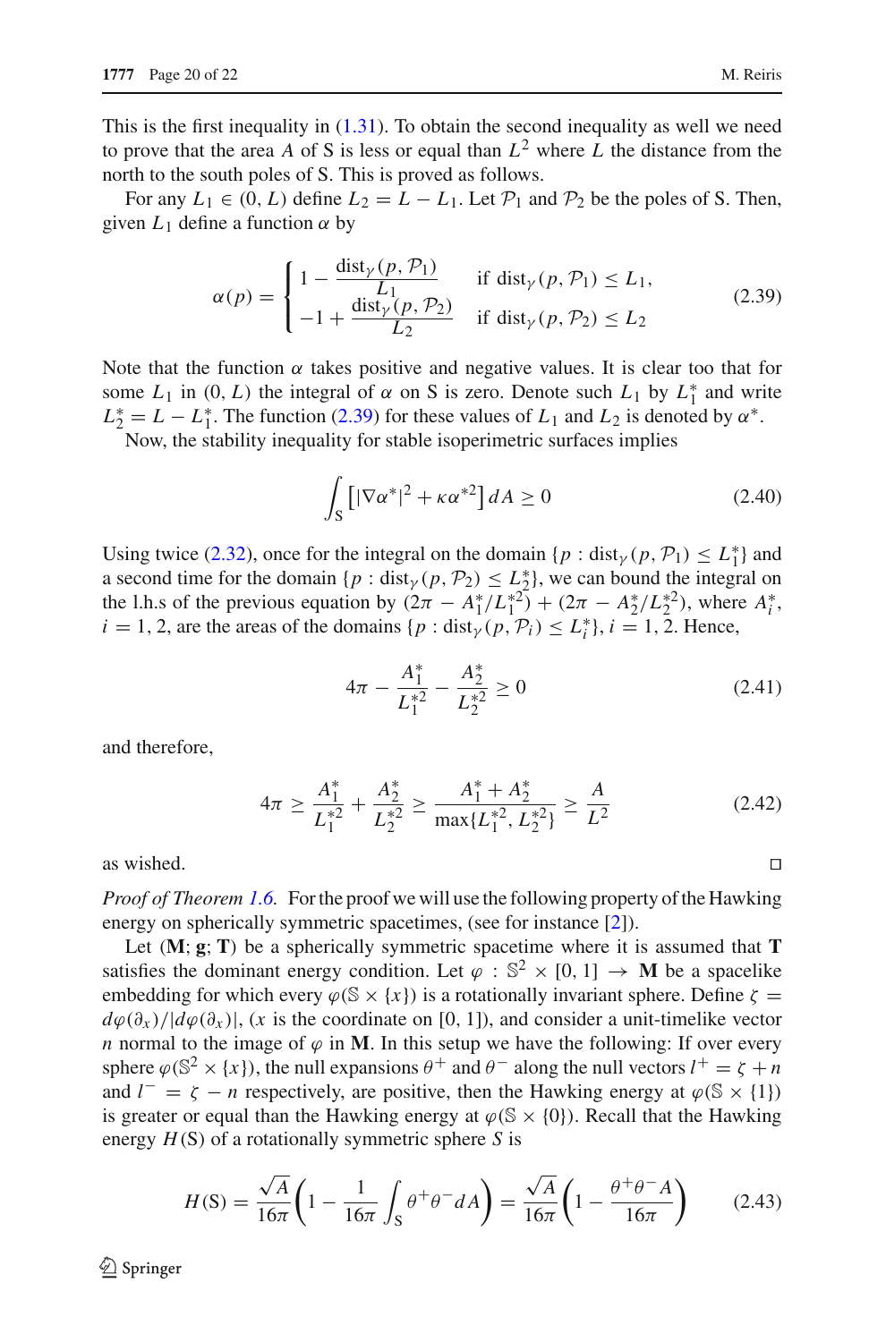This is the first inequality in (1.31). To obtain the second inequality as well we need to prove that the area $A$ of S is less or equal than $L^2$ where $L$ the distance from the north to the south poles of S. This is proved as follows.

For any $L_1 \in (0, L)$ define $L_2 = L - L_1$. Let $\mathcal{P}_1$ and $\mathcal{P}_2$ be the poles of S. Then, given $L_1$ define a function $\alpha$ by

$$\alpha(p) = \begin{cases} 1 - \dfrac{\mathrm{dist}_\gamma(p, \mathcal{P}_1)}{L_1} & \text{if } \mathrm{dist}_\gamma(p, \mathcal{P}_1) \leq L_1, \\ -1 + \dfrac{\mathrm{dist}_\gamma(p, \mathcal{P}_2)}{L_2} & \text{if } \mathrm{dist}_\gamma(p, \mathcal{P}_2) \leq L_2 \end{cases} \tag{2.39}$$

Note that the function $\alpha$ takes positive and negative values. It is clear too that for some $L_1$ in $(0, L)$ the integral of $\alpha$ on S is zero. Denote such $L_1$ by $L_1^*$ and write $L_2^* = L - L_1^*$. The function (2.39) for these values of $L_1$ and $L_2$ is denoted by $\alpha^*$.

Now, the stability inequality for stable isoperimetric surfaces implies

$$\int_{\mathrm{S}} \left[ |\nabla \alpha^*|^2 + \kappa \alpha^{*2} \right] dA \geq 0 \tag{2.40}$$

Using twice (2.32), once for the integral on the domain $\{p : \mathrm{dist}_\gamma(p, \mathcal{P}_1) \leq L_1^*\}$ and a second time for the domain $\{p : \mathrm{dist}_\gamma(p, \mathcal{P}_2) \leq L_2^*\}$, we can bound the integral on the l.h.s of the previous equation by $(2\pi - A_1^*/L_1^{*2}) + (2\pi - A_2^*/L_2^{*2})$, where $A_i^*$, $i = 1, 2$, are the areas of the domains $\{p : \mathrm{dist}_\gamma(p, \mathcal{P}_i) \leq L_i^*\}, i = 1, 2$. Hence,

$$4\pi - \frac{A_1^*}{L_1^{*2}} - \frac{A_2^*}{L_2^{*2}} \geq 0 \tag{2.41}$$

and therefore,

$$4\pi \geq \frac{A_1^*}{L_1^{*2}} + \frac{A_2^*}{L_2^{*2}} \geq \frac{A_1^* + A_2^*}{\max\{L_1^{*2}, L_2^{*2}\}} \geq \frac{A}{L^2} \tag{2.42}$$

as wished. □

*Proof of Theorem 1.6.* For the proof we will use the following property of the Hawking energy on spherically symmetric spacetimes, (see for instance [2]).

Let $(\mathbf{M}; \mathbf{g}; \mathbf{T})$ be a spherically symmetric spacetime where it is assumed that $\mathbf{T}$ satisfies the dominant energy condition. Let $\varphi : \mathbb{S}^2 \times [0, 1] \to \mathbf{M}$ be a spacelike embedding for which every $\varphi(\mathbb{S} \times \{x\})$ is a rotationally invariant sphere. Define $\zeta = d\varphi(\partial_x)/|d\varphi(\partial_x)|$, ($x$ is the coordinate on $[0, 1]$), and consider a unit-timelike vector $n$ normal to the image of $\varphi$ in $\mathbf{M}$. In this setup we have the following: If over every sphere $\varphi(\mathbb{S}^2 \times \{x\})$, the null expansions $\theta^+$ and $\theta^-$ along the null vectors $l^+ = \zeta + n$ and $l^- = \zeta - n$ respectively, are positive, then the Hawking energy at $\varphi(\mathbb{S} \times \{1\})$ is greater or equal than the Hawking energy at $\varphi(\mathbb{S} \times \{0\})$. Recall that the Hawking energy $H(\mathrm{S})$ of a rotationally symmetric sphere $S$ is

$$H(\mathrm{S}) = \frac{\sqrt{A}}{16\pi} \left( 1 - \frac{1}{16\pi} \int_{\mathrm{S}} \theta^+ \theta^- dA \right) = \frac{\sqrt{A}}{16\pi} \left( 1 - \frac{\theta^+ \theta^- A}{16\pi} \right) \tag{2.43}$$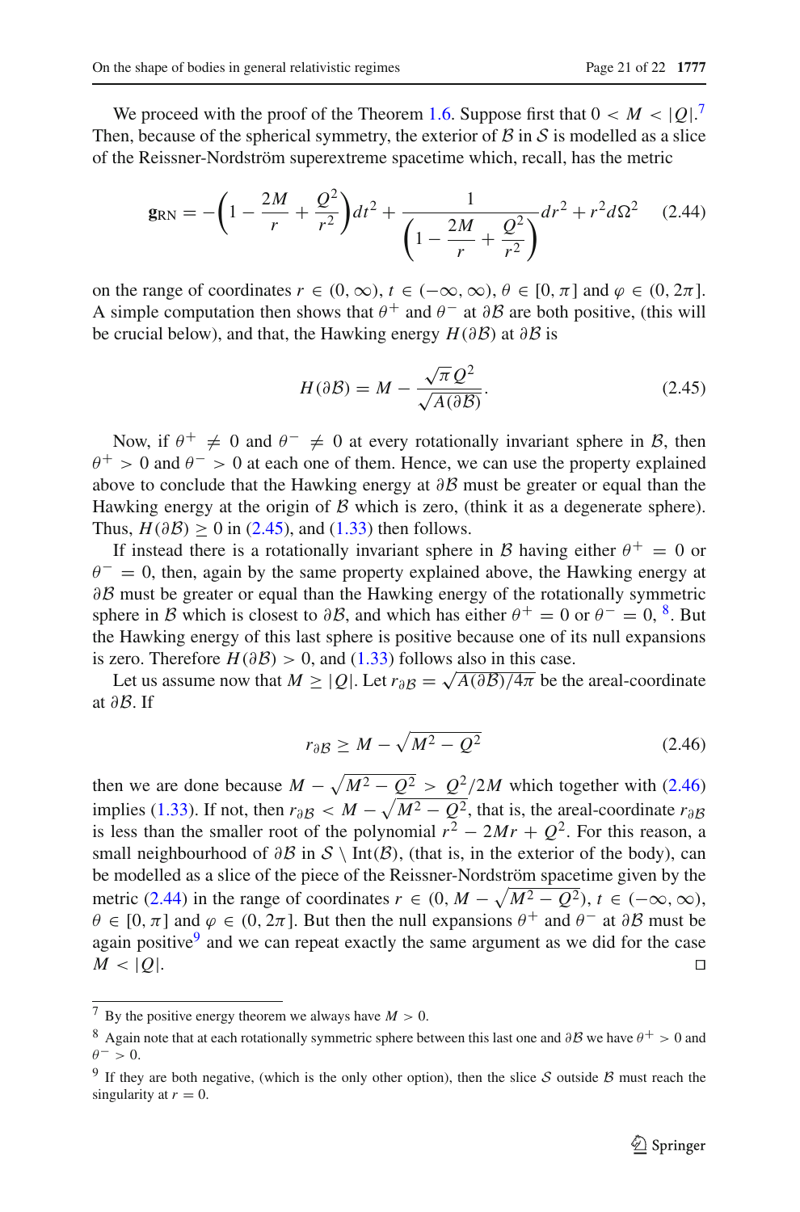We proceed with the proof of the Theorem 1.6. Suppose first that $0 < M < |Q|$.[7] Then, because of the spherical symmetry, the exterior of $\mathcal{B}$ in $\mathcal{S}$ is modelled as a slice of the Reissner-Nordström superextreme spacetime which, recall, has the metric

$$\mathbf{g}_{\mathrm{RN}} = -\left(1 - \frac{2M}{r} + \frac{Q^2}{r^2}\right)dt^2 + \frac{1}{\left(1 - \frac{2M}{r} + \frac{Q^2}{r^2}\right)}dr^2 + r^2 d\Omega^2 \quad (2.44)$$

on the range of coordinates $r \in (0, \infty)$, $t \in (-\infty, \infty)$, $\theta \in [0, \pi]$ and $\varphi \in (0, 2\pi]$. A simple computation then shows that $\theta^+$ and $\theta^-$ at $\partial\mathcal{B}$ are both positive, (this will be crucial below), and that, the Hawking energy $H(\partial\mathcal{B})$ at $\partial\mathcal{B}$ is

$$H(\partial\mathcal{B}) = M - \frac{\sqrt{\pi}Q^2}{\sqrt{A(\partial\mathcal{B})}}. \quad (2.45)$$

Now, if $\theta^+ \neq 0$ and $\theta^- \neq 0$ at every rotationally invariant sphere in $\mathcal{B}$, then $\theta^+ > 0$ and $\theta^- > 0$ at each one of them. Hence, we can use the property explained above to conclude that the Hawking energy at $\partial\mathcal{B}$ must be greater or equal than the Hawking energy at the origin of $\mathcal{B}$ which is zero, (think it as a degenerate sphere). Thus, $H(\partial\mathcal{B}) \geq 0$ in (2.45), and (1.33) then follows.

If instead there is a rotationally invariant sphere in $\mathcal{B}$ having either $\theta^+ = 0$ or $\theta^- = 0$, then, again by the same property explained above, the Hawking energy at $\partial\mathcal{B}$ must be greater or equal than the Hawking energy of the rotationally symmetric sphere in $\mathcal{B}$ which is closest to $\partial\mathcal{B}$, and which has either $\theta^+ = 0$ or $\theta^- = 0$, [8]. But the Hawking energy of this last sphere is positive because one of its null expansions is zero. Therefore $H(\partial\mathcal{B}) > 0$, and (1.33) follows also in this case.

Let us assume now that $M \geq |Q|$. Let $r_{\partial\mathcal{B}} = \sqrt{A(\partial\mathcal{B})/4\pi}$ be the areal-coordinate at $\partial\mathcal{B}$. If

$$r_{\partial\mathcal{B}} \geq M - \sqrt{M^2 - Q^2} \quad (2.46)$$

then we are done because $M - \sqrt{M^2 - Q^2} > Q^2/2M$ which together with (2.46) implies (1.33). If not, then $r_{\partial\mathcal{B}} < M - \sqrt{M^2 - Q^2}$, that is, the areal-coordinate $r_{\partial\mathcal{B}}$ is less than the smaller root of the polynomial $r^2 - 2Mr + Q^2$. For this reason, a small neighbourhood of $\partial\mathcal{B}$ in $\mathcal{S} \setminus \mathrm{Int}(\mathcal{B})$, (that is, in the exterior of the body), can be modelled as a slice of the piece of the Reissner-Nordström spacetime given by the metric (2.44) in the range of coordinates $r \in (0, M - \sqrt{M^2 - Q^2})$, $t \in (-\infty, \infty)$, $\theta \in [0, \pi]$ and $\varphi \in (0, 2\pi]$. But then the null expansions $\theta^+$ and $\theta^-$ at $\partial\mathcal{B}$ must be again positive[9] and we can repeat exactly the same argument as we did for the case $M < |Q|$. $\square$

---

[7] By the positive energy theorem we always have $M > 0$.

[8] Again note that at each rotationally symmetric sphere between this last one and $\partial\mathcal{B}$ we have $\theta^+ > 0$ and $\theta^- > 0$.

[9] If they are both negative, (which is the only other option), then the slice $\mathcal{S}$ outside $\mathcal{B}$ must reach the singularity at $r = 0$.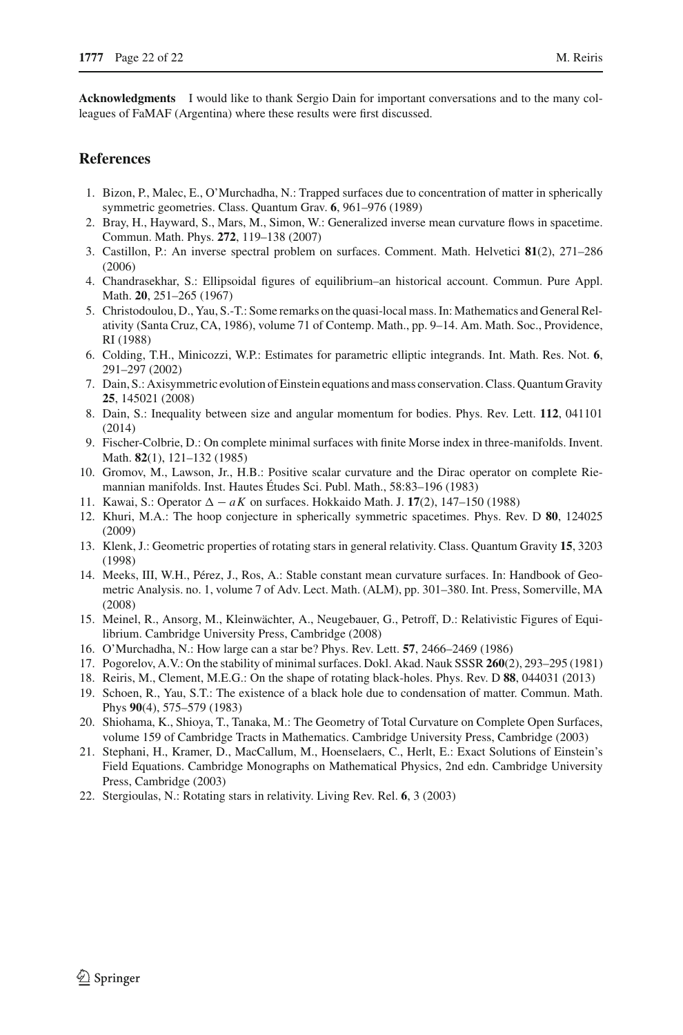**Acknowledgments** I would like to thank Sergio Dain for important conversations and to the many colleagues of FaMAF (Argentina) where these results were first discussed.

## References

1. Bizon, P., Malec, E., O'Murchadha, N.: Trapped surfaces due to concentration of matter in spherically symmetric geometries. Class. Quantum Grav. **6**, 961–976 (1989)
2. Bray, H., Hayward, S., Mars, M., Simon, W.: Generalized inverse mean curvature flows in spacetime. Commun. Math. Phys. **272**, 119–138 (2007)
3. Castillon, P.: An inverse spectral problem on surfaces. Comment. Math. Helvetici **81**(2), 271–286 (2006)
4. Chandrasekhar, S.: Ellipsoidal figures of equilibrium–an historical account. Commun. Pure Appl. Math. **20**, 251–265 (1967)
5. Christodoulou, D., Yau, S.-T.: Some remarks on the quasi-local mass. In: Mathematics and General Relativity (Santa Cruz, CA, 1986), volume 71 of Contemp. Math., pp. 9–14. Am. Math. Soc., Providence, RI (1988)
6. Colding, T.H., Minicozzi, W.P.: Estimates for parametric elliptic integrands. Int. Math. Res. Not. **6**, 291–297 (2002)
7. Dain, S.: Axisymmetric evolution of Einstein equations and mass conservation. Class. Quantum Gravity **25**, 145021 (2008)
8. Dain, S.: Inequality between size and angular momentum for bodies. Phys. Rev. Lett. **112**, 041101 (2014)
9. Fischer-Colbrie, D.: On complete minimal surfaces with finite Morse index in three-manifolds. Invent. Math. **82**(1), 121–132 (1985)
10. Gromov, M., Lawson, Jr., H.B.: Positive scalar curvature and the Dirac operator on complete Riemannian manifolds. Inst. Hautes Études Sci. Publ. Math., 58:83–196 (1983)
11. Kawai, S.: Operator $\Delta - aK$ on surfaces. Hokkaido Math. J. **17**(2), 147–150 (1988)
12. Khuri, M.A.: The hoop conjecture in spherically symmetric spacetimes. Phys. Rev. D **80**, 124025 (2009)
13. Klenk, J.: Geometric properties of rotating stars in general relativity. Class. Quantum Gravity **15**, 3203 (1998)
14. Meeks, III, W.H., Pérez, J., Ros, A.: Stable constant mean curvature surfaces. In: Handbook of Geometric Analysis. no. 1, volume 7 of Adv. Lect. Math. (ALM), pp. 301–380. Int. Press, Somerville, MA (2008)
15. Meinel, R., Ansorg, M., Kleinwächter, A., Neugebauer, G., Petroff, D.: Relativistic Figures of Equilibrium. Cambridge University Press, Cambridge (2008)
16. O'Murchadha, N.: How large can a star be? Phys. Rev. Lett. **57**, 2466–2469 (1986)
17. Pogorelov, A.V.: On the stability of minimal surfaces. Dokl. Akad. Nauk SSSR **260**(2), 293–295 (1981)
18. Reiris, M., Clement, M.E.G.: On the shape of rotating black-holes. Phys. Rev. D **88**, 044031 (2013)
19. Schoen, R., Yau, S.T.: The existence of a black hole due to condensation of matter. Commun. Math. Phys **90**(4), 575–579 (1983)
20. Shiohama, K., Shioya, T., Tanaka, M.: The Geometry of Total Curvature on Complete Open Surfaces, volume 159 of Cambridge Tracts in Mathematics. Cambridge University Press, Cambridge (2003)
21. Stephani, H., Kramer, D., MacCallum, M., Hoenselaers, C., Herlt, E.: Exact Solutions of Einstein's Field Equations. Cambridge Monographs on Mathematical Physics, 2nd edn. Cambridge University Press, Cambridge (2003)
22. Stergioulas, N.: Rotating stars in relativity. Living Rev. Rel. **6**, 3 (2003)